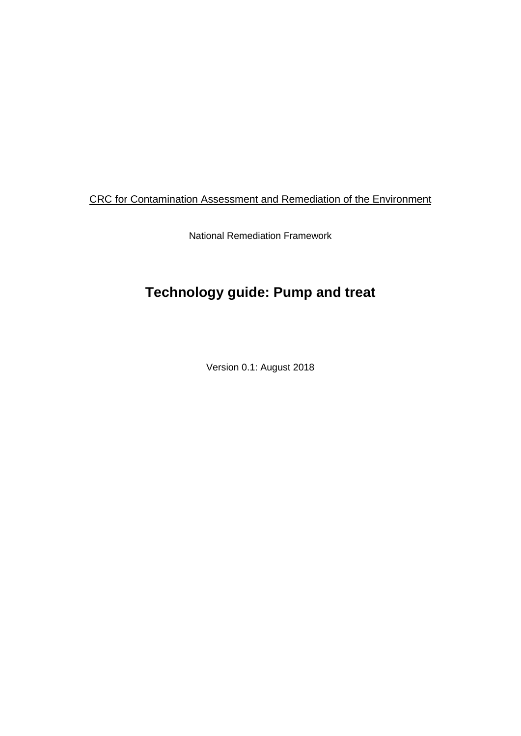CRC for Contamination Assessment and Remediation of the Environment

National Remediation Framework

# Technology guide: Pump and treat

Version 0.1: August 2018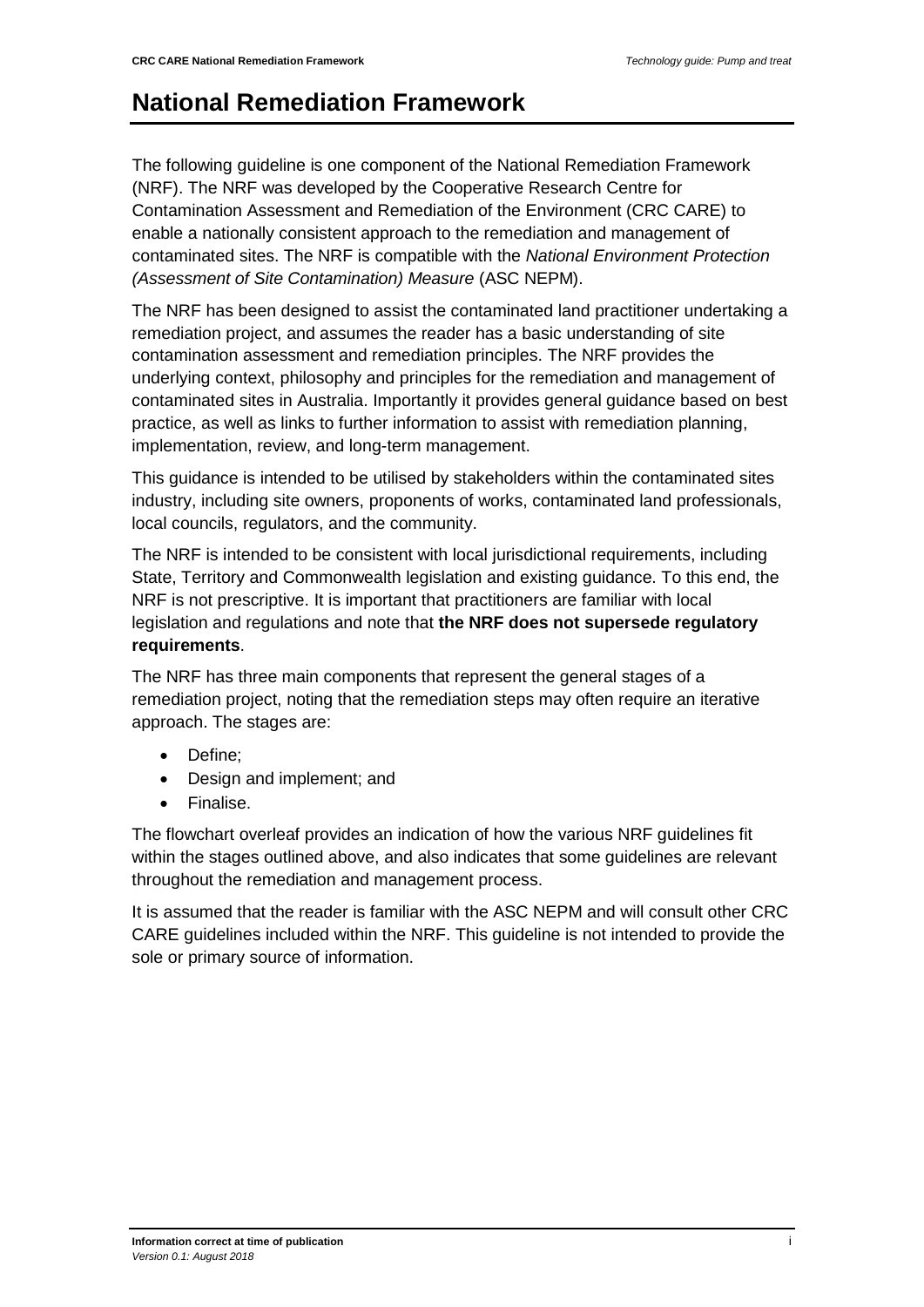# National Remediation Framework

The following guideline is one component of the National Remediation Framework (NRF). The NRF was developed by the Cooperative Research Centre for Contamination Assessment and Remediation of the Environment (CRC CARE) to enable a nationally consistent approach to the remediation and management of contaminated sites. The NRF is compatible with the *National Environment Protection (Assessment of Site Contamination) Measure* (ASC NEPM).

The NRF has been designed to assist the contaminated land practitioner undertaking a remediation project, and assumes the reader has a basic understanding of site contamination assessment and remediation principles. The NRF provides the underlying context, philosophy and principles for the remediation and management of contaminated sites in Australia. Importantly it provides general guidance based on best practice, as well as links to further information to assist with remediation planning, implementation, review, and long-term management.

This guidance is intended to be utilised by stakeholders within the contaminated sites industry, including site owners, proponents of works, contaminated land professionals, local councils, regulators, and the community.

The NRF is intended to be consistent with local jurisdictional requirements, including State, Territory and Commonwealth legislation and existing guidance. To this end, the NRF is not prescriptive. It is important that practitioners are familiar with local legislation and regulations and note that **the NRF does not supersede regulatory requirements**.

The NRF has three main components that represent the general stages of a remediation project, noting that the remediation steps may often require an iterative approach. The stages are:

- Define;
- Design and implement; and
- Finalise.

The flowchart overleaf provides an indication of how the various NRF guidelines fit within the stages outlined above, and also indicates that some guidelines are relevant throughout the remediation and management process.

It is assumed that the reader is familiar with the ASC NEPM and will consult other CRC CARE guidelines included within the NRF. This guideline is not intended to provide the sole or primary source of information.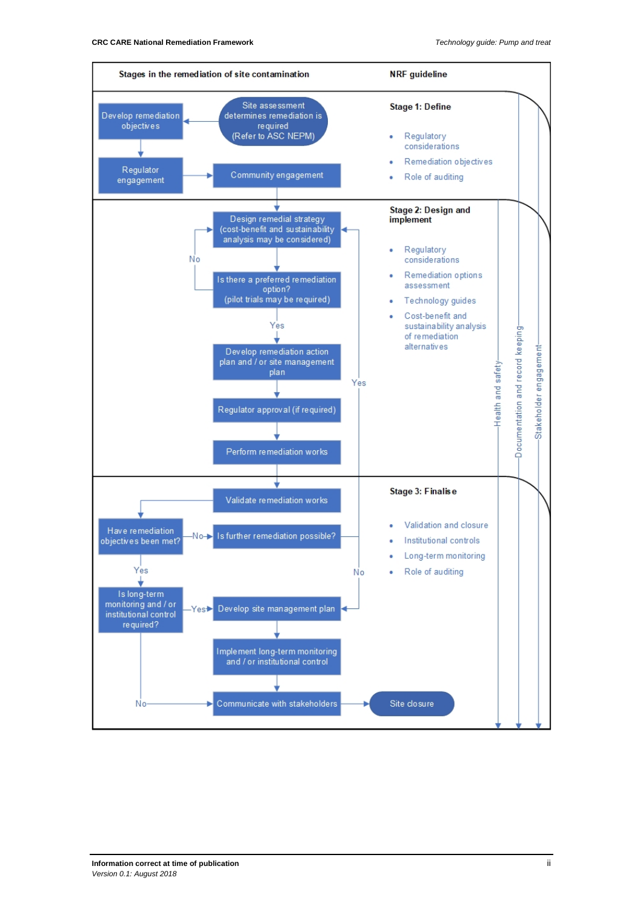| Stages in the remediation of site contamination | NRF guideline |
|---|---|
| Site assessment determines remediation is required (Refer to ASC NEPM) → Develop remediation objectives → Regulator engagement → Community engagement | **Stage 1: Define**<br>• Regulatory considerations<br>• Remediation objectives<br>• Role of auditing |
| Design remedial strategy (cost-benefit and sustainability analysis may be considered) → Is there a preferred remediation option? (pilot trials may be required) — No: return to Design remedial strategy; Yes → Develop remediation action plan / or site management plan → Regulator approval (if required) → Perform remediation works | **Stage 2: Design and implement**<br>• Regulatory considerations<br>• Remediation options assessment<br>• Technology guides<br>• Cost-benefit and sustainability analysis of remediation alternatives |
| Validate remediation works → Have remediation objectives been met? — No → Is further remediation possible? (Yes: return to Design remedial strategy; No → Develop site management plan); Yes → Is long-term monitoring and / or institutional control required? — Yes → Develop site management plan → Implement long-term monitoring and / or institutional control → Communicate with stakeholders; No → Communicate with stakeholders → Site closure | **Stage 3: Finalise**<br>• Validation and closure<br>• Institutional controls<br>• Long-term monitoring<br>• Role of auditing |

Health and safety — Documentation and record keeping — Stakeholder engagement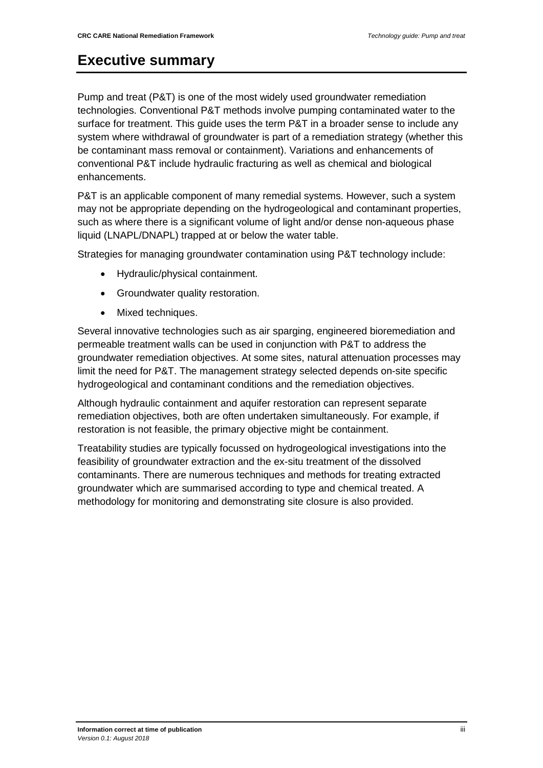# Executive summary

Pump and treat (P&T) is one of the most widely used groundwater remediation technologies. Conventional P&T methods involve pumping contaminated water to the surface for treatment. This guide uses the term P&T in a broader sense to include any system where withdrawal of groundwater is part of a remediation strategy (whether this be contaminant mass removal or containment). Variations and enhancements of conventional P&T include hydraulic fracturing as well as chemical and biological enhancements.

P&T is an applicable component of many remedial systems. However, such a system may not be appropriate depending on the hydrogeological and contaminant properties, such as where there is a significant volume of light and/or dense non-aqueous phase liquid (LNAPL/DNAPL) trapped at or below the water table.

Strategies for managing groundwater contamination using P&T technology include:

- Hydraulic/physical containment.
- Groundwater quality restoration.
- Mixed techniques.

Several innovative technologies such as air sparging, engineered bioremediation and permeable treatment walls can be used in conjunction with P&T to address the groundwater remediation objectives. At some sites, natural attenuation processes may limit the need for P&T. The management strategy selected depends on-site specific hydrogeological and contaminant conditions and the remediation objectives.

Although hydraulic containment and aquifer restoration can represent separate remediation objectives, both are often undertaken simultaneously. For example, if restoration is not feasible, the primary objective might be containment.

Treatability studies are typically focussed on hydrogeological investigations into the feasibility of groundwater extraction and the ex-situ treatment of the dissolved contaminants. There are numerous techniques and methods for treating extracted groundwater which are summarised according to type and chemical treated. A methodology for monitoring and demonstrating site closure is also provided.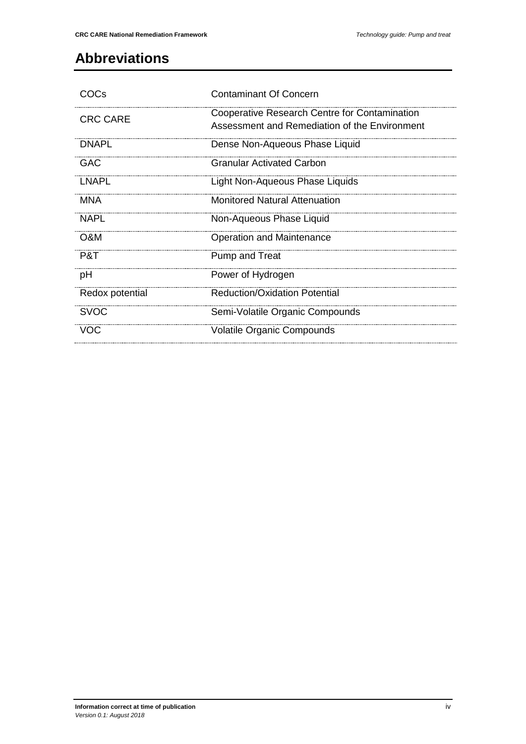# Abbreviations

| | |
|---|---|
| COCs | Contaminant Of Concern |
| CRC CARE | Cooperative Research Centre for Contamination Assessment and Remediation of the Environment |
| DNAPL | Dense Non-Aqueous Phase Liquid |
| GAC | Granular Activated Carbon |
| LNAPL | Light Non-Aqueous Phase Liquids |
| MNA | Monitored Natural Attenuation |
| NAPL | Non-Aqueous Phase Liquid |
| O&M | Operation and Maintenance |
| P&T | Pump and Treat |
| pH | Power of Hydrogen |
| Redox potential | Reduction/Oxidation Potential |
| SVOC | Semi-Volatile Organic Compounds |
| VOC | Volatile Organic Compounds |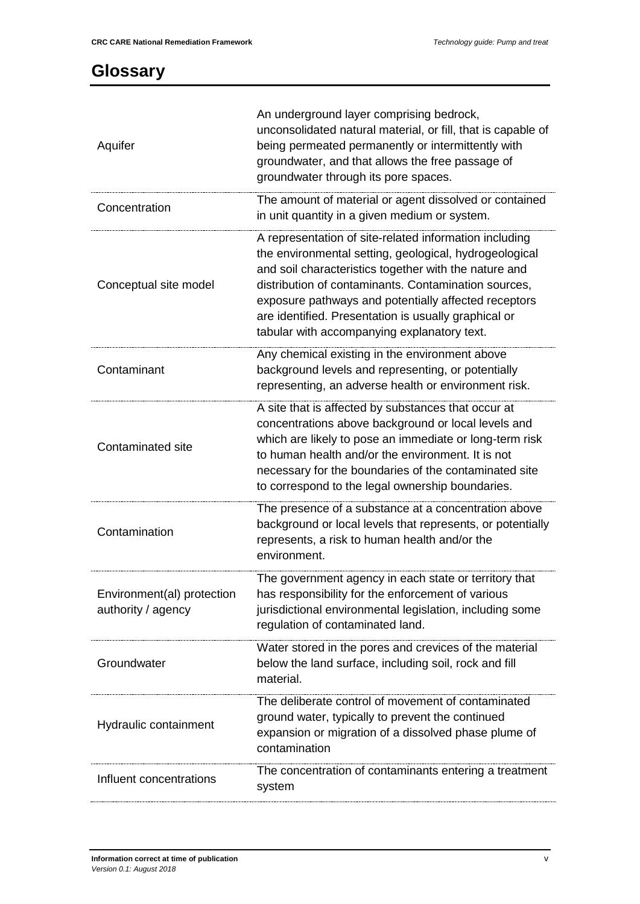# Glossary

| Term | Definition |
|---|---|
| Aquifer | An underground layer comprising bedrock, unconsolidated natural material, or fill, that is capable of being permeated permanently or intermittently with groundwater, and that allows the free passage of groundwater through its pore spaces. |
| Concentration | The amount of material or agent dissolved or contained in unit quantity in a given medium or system. |
| Conceptual site model | A representation of site-related information including the environmental setting, geological, hydrogeological and soil characteristics together with the nature and distribution of contaminants. Contamination sources, exposure pathways and potentially affected receptors are identified. Presentation is usually graphical or tabular with accompanying explanatory text. |
| Contaminant | Any chemical existing in the environment above background levels and representing, or potentially representing, an adverse health or environment risk. |
| Contaminated site | A site that is affected by substances that occur at concentrations above background or local levels and which are likely to pose an immediate or long-term risk to human health and/or the environment. It is not necessary for the boundaries of the contaminated site to correspond to the legal ownership boundaries. |
| Contamination | The presence of a substance at a concentration above background or local levels that represents, or potentially represents, a risk to human health and/or the environment. |
| Environment(al) protection authority / agency | The government agency in each state or territory that has responsibility for the enforcement of various jurisdictional environmental legislation, including some regulation of contaminated land. |
| Groundwater | Water stored in the pores and crevices of the material below the land surface, including soil, rock and fill material. |
| Hydraulic containment | The deliberate control of movement of contaminated ground water, typically to prevent the continued expansion or migration of a dissolved phase plume of contamination |
| Influent concentrations | The concentration of contaminants entering a treatment system |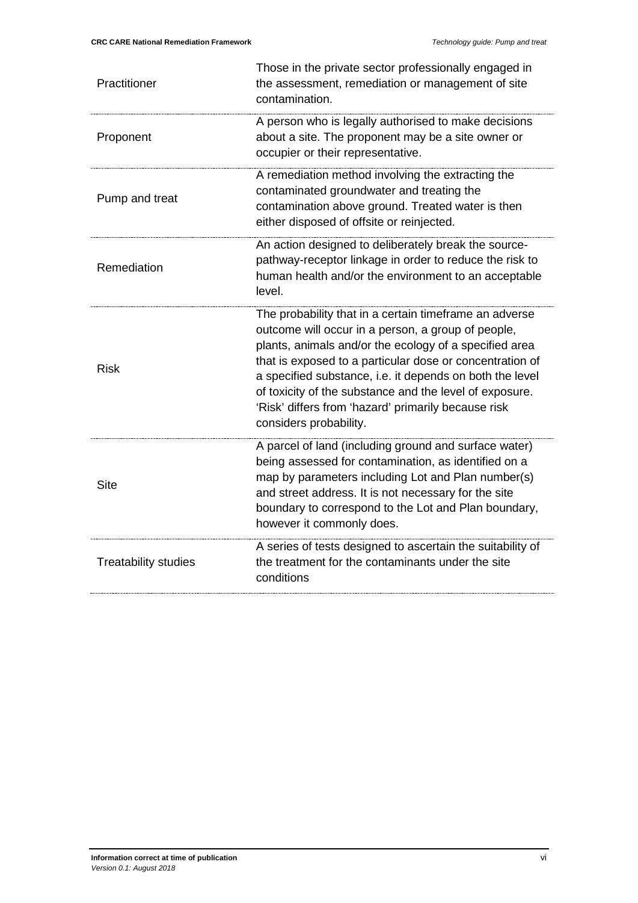| | |
|---|---|
| Practitioner | Those in the private sector professionally engaged in the assessment, remediation or management of site contamination. |
| Proponent | A person who is legally authorised to make decisions about a site. The proponent may be a site owner or occupier or their representative. |
| Pump and treat | A remediation method involving the extracting the contaminated groundwater and treating the contamination above ground. Treated water is then either disposed of offsite or reinjected. |
| Remediation | An action designed to deliberately break the source-pathway-receptor linkage in order to reduce the risk to human health and/or the environment to an acceptable level. |
| Risk | The probability that in a certain timeframe an adverse outcome will occur in a person, a group of people, plants, animals and/or the ecology of a specified area that is exposed to a particular dose or concentration of a specified substance, i.e. it depends on both the level of toxicity of the substance and the level of exposure. 'Risk' differs from 'hazard' primarily because risk considers probability. |
| Site | A parcel of land (including ground and surface water) being assessed for contamination, as identified on a map by parameters including Lot and Plan number(s) and street address. It is not necessary for the site boundary to correspond to the Lot and Plan boundary, however it commonly does. |
| Treatability studies | A series of tests designed to ascertain the suitability of the treatment for the contaminants under the site conditions |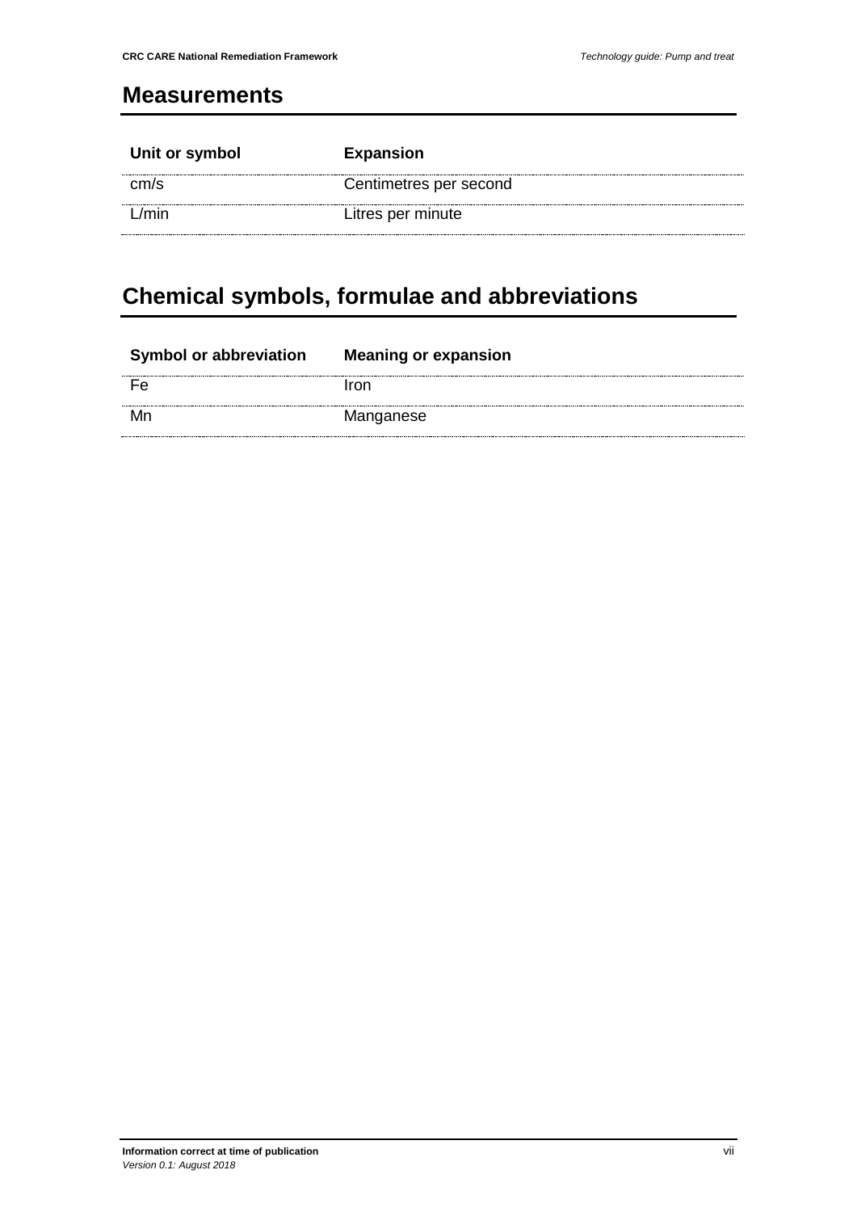## Measurements

| Unit or symbol | Expansion |
|---|---|
| cm/s | Centimetres per second |
| L/min | Litres per minute |

## Chemical symbols, formulae and abbreviations

| Symbol or abbreviation | Meaning or expansion |
|---|---|
| Fe | Iron |
| Mn | Manganese |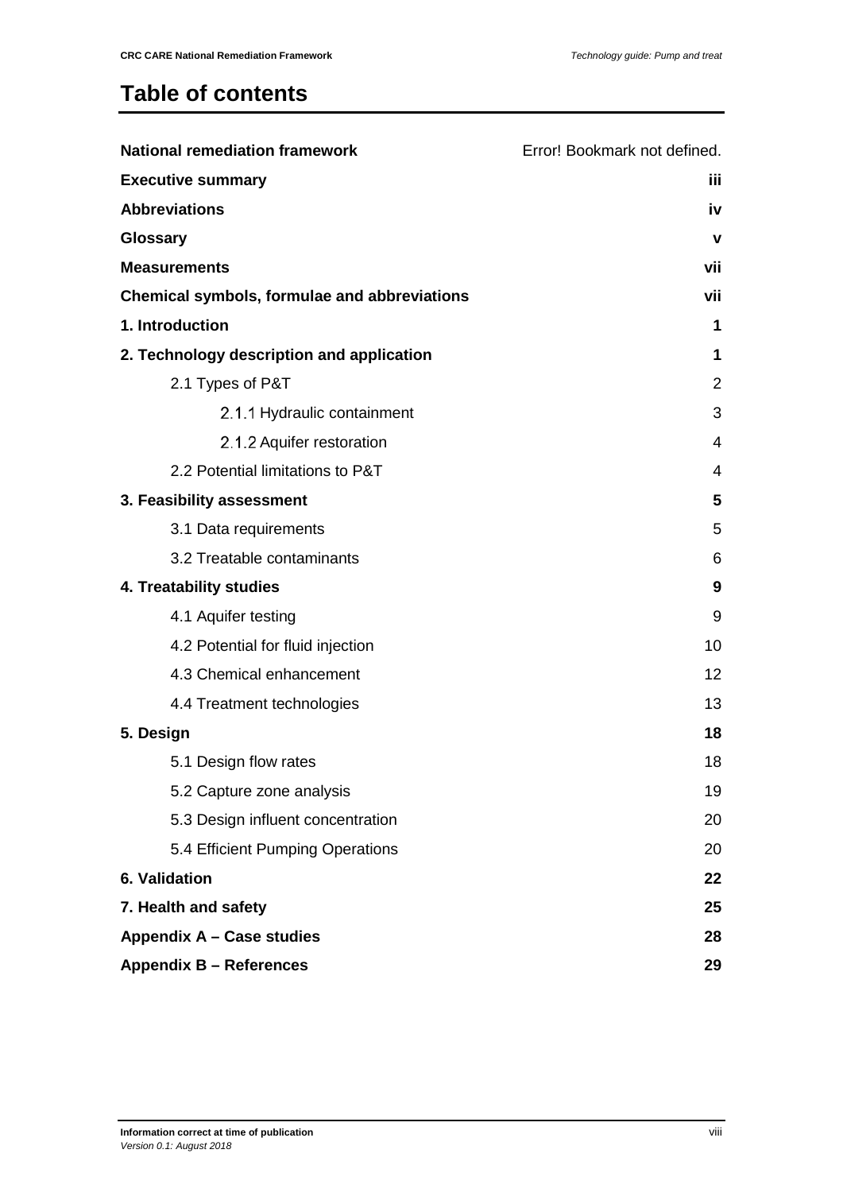# Table of contents

| | |
|---|---|
| **National remediation framework** | Error! Bookmark not defined. |
| **Executive summary** | **iii** |
| **Abbreviations** | **iv** |
| **Glossary** | **v** |
| **Measurements** | **vii** |
| **Chemical symbols, formulae and abbreviations** | **vii** |
| **1. Introduction** | **1** |
| **2. Technology description and application** | **1** |
| 2.1 Types of P&T | 2 |
| 2.1.1 Hydraulic containment | 3 |
| 2.1.2 Aquifer restoration | 4 |
| 2.2 Potential limitations to P&T | 4 |
| **3. Feasibility assessment** | **5** |
| 3.1 Data requirements | 5 |
| 3.2 Treatable contaminants | 6 |
| **4. Treatability studies** | **9** |
| 4.1 Aquifer testing | 9 |
| 4.2 Potential for fluid injection | 10 |
| 4.3 Chemical enhancement | 12 |
| 4.4 Treatment technologies | 13 |
| **5. Design** | **18** |
| 5.1 Design flow rates | 18 |
| 5.2 Capture zone analysis | 19 |
| 5.3 Design influent concentration | 20 |
| 5.4 Efficient Pumping Operations | 20 |
| **6. Validation** | **22** |
| **7. Health and safety** | **25** |
| **Appendix A – Case studies** | **28** |
| **Appendix B – References** | **29** |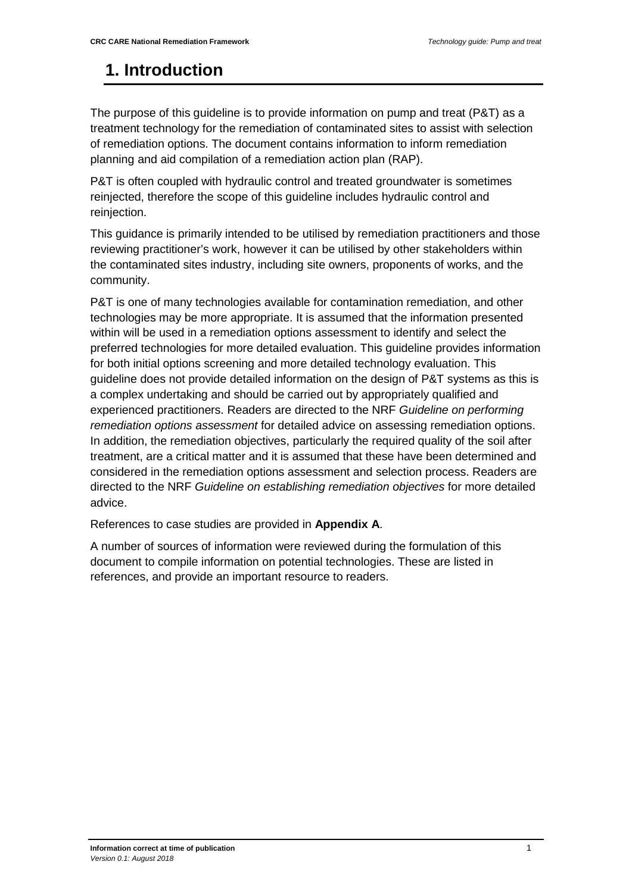# 1. Introduction

The purpose of this guideline is to provide information on pump and treat (P&T) as a treatment technology for the remediation of contaminated sites to assist with selection of remediation options. The document contains information to inform remediation planning and aid compilation of a remediation action plan (RAP).

P&T is often coupled with hydraulic control and treated groundwater is sometimes reinjected, therefore the scope of this guideline includes hydraulic control and reinjection.

This guidance is primarily intended to be utilised by remediation practitioners and those reviewing practitioner's work, however it can be utilised by other stakeholders within the contaminated sites industry, including site owners, proponents of works, and the community.

P&T is one of many technologies available for contamination remediation, and other technologies may be more appropriate. It is assumed that the information presented within will be used in a remediation options assessment to identify and select the preferred technologies for more detailed evaluation. This guideline provides information for both initial options screening and more detailed technology evaluation. This guideline does not provide detailed information on the design of P&T systems as this is a complex undertaking and should be carried out by appropriately qualified and experienced practitioners. Readers are directed to the NRF *Guideline on performing remediation options assessment* for detailed advice on assessing remediation options. In addition, the remediation objectives, particularly the required quality of the soil after treatment, are a critical matter and it is assumed that these have been determined and considered in the remediation options assessment and selection process. Readers are directed to the NRF *Guideline on establishing remediation objectives* for more detailed advice.

References to case studies are provided in **Appendix A**.

A number of sources of information were reviewed during the formulation of this document to compile information on potential technologies. These are listed in references, and provide an important resource to readers.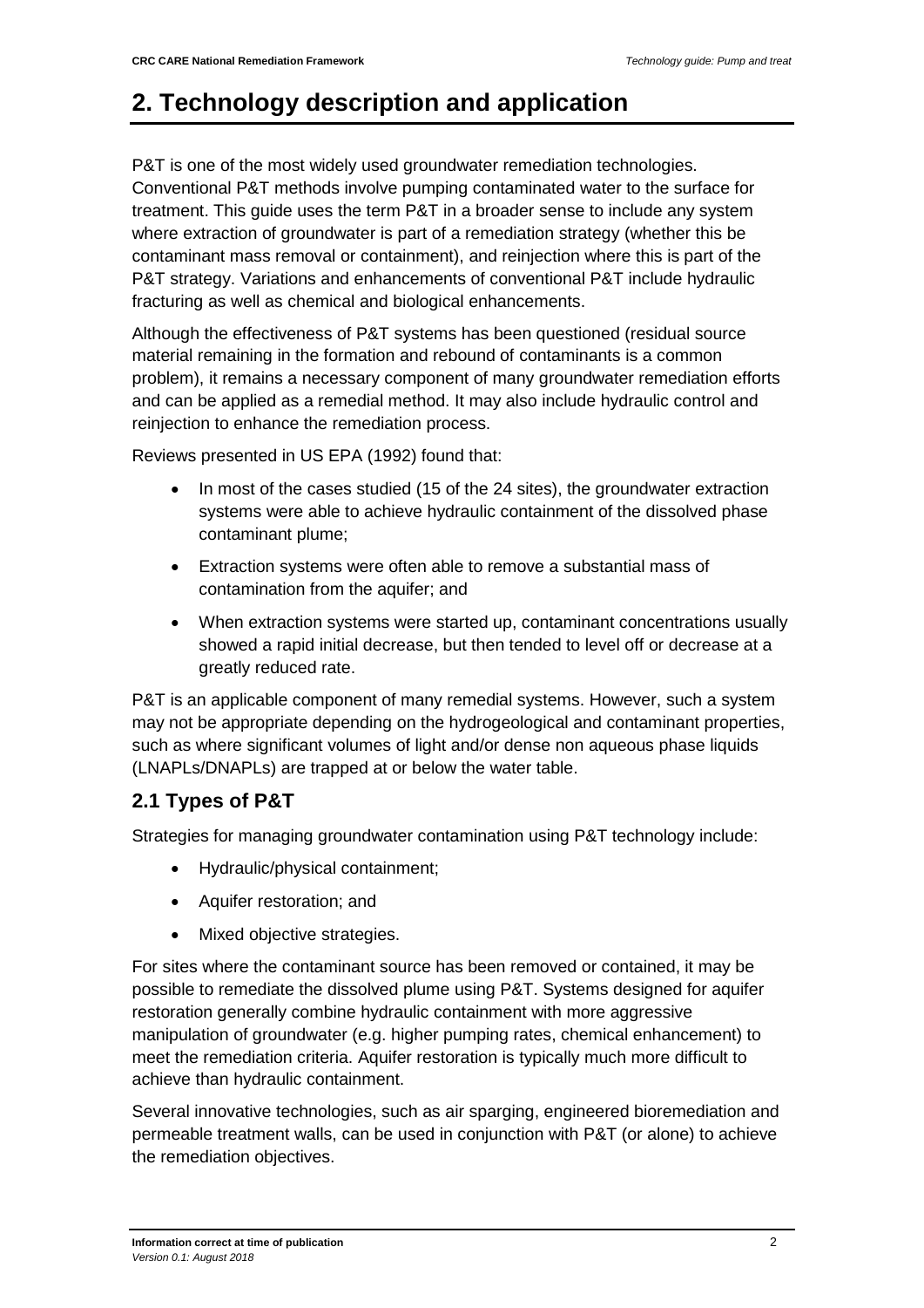# 2. Technology description and application

P&T is one of the most widely used groundwater remediation technologies. Conventional P&T methods involve pumping contaminated water to the surface for treatment. This guide uses the term P&T in a broader sense to include any system where extraction of groundwater is part of a remediation strategy (whether this be contaminant mass removal or containment), and reinjection where this is part of the P&T strategy. Variations and enhancements of conventional P&T include hydraulic fracturing as well as chemical and biological enhancements.

Although the effectiveness of P&T systems has been questioned (residual source material remaining in the formation and rebound of contaminants is a common problem), it remains a necessary component of many groundwater remediation efforts and can be applied as a remedial method. It may also include hydraulic control and reinjection to enhance the remediation process.

Reviews presented in US EPA (1992) found that:

- In most of the cases studied (15 of the 24 sites), the groundwater extraction systems were able to achieve hydraulic containment of the dissolved phase contaminant plume;
- Extraction systems were often able to remove a substantial mass of contamination from the aquifer; and
- When extraction systems were started up, contaminant concentrations usually showed a rapid initial decrease, but then tended to level off or decrease at a greatly reduced rate.

P&T is an applicable component of many remedial systems. However, such a system may not be appropriate depending on the hydrogeological and contaminant properties, such as where significant volumes of light and/or dense non aqueous phase liquids (LNAPLs/DNAPLs) are trapped at or below the water table.

## 2.1 Types of P&T

Strategies for managing groundwater contamination using P&T technology include:

- Hydraulic/physical containment;
- Aquifer restoration; and
- Mixed objective strategies.

For sites where the contaminant source has been removed or contained, it may be possible to remediate the dissolved plume using P&T. Systems designed for aquifer restoration generally combine hydraulic containment with more aggressive manipulation of groundwater (e.g. higher pumping rates, chemical enhancement) to meet the remediation criteria. Aquifer restoration is typically much more difficult to achieve than hydraulic containment.

Several innovative technologies, such as air sparging, engineered bioremediation and permeable treatment walls, can be used in conjunction with P&T (or alone) to achieve the remediation objectives.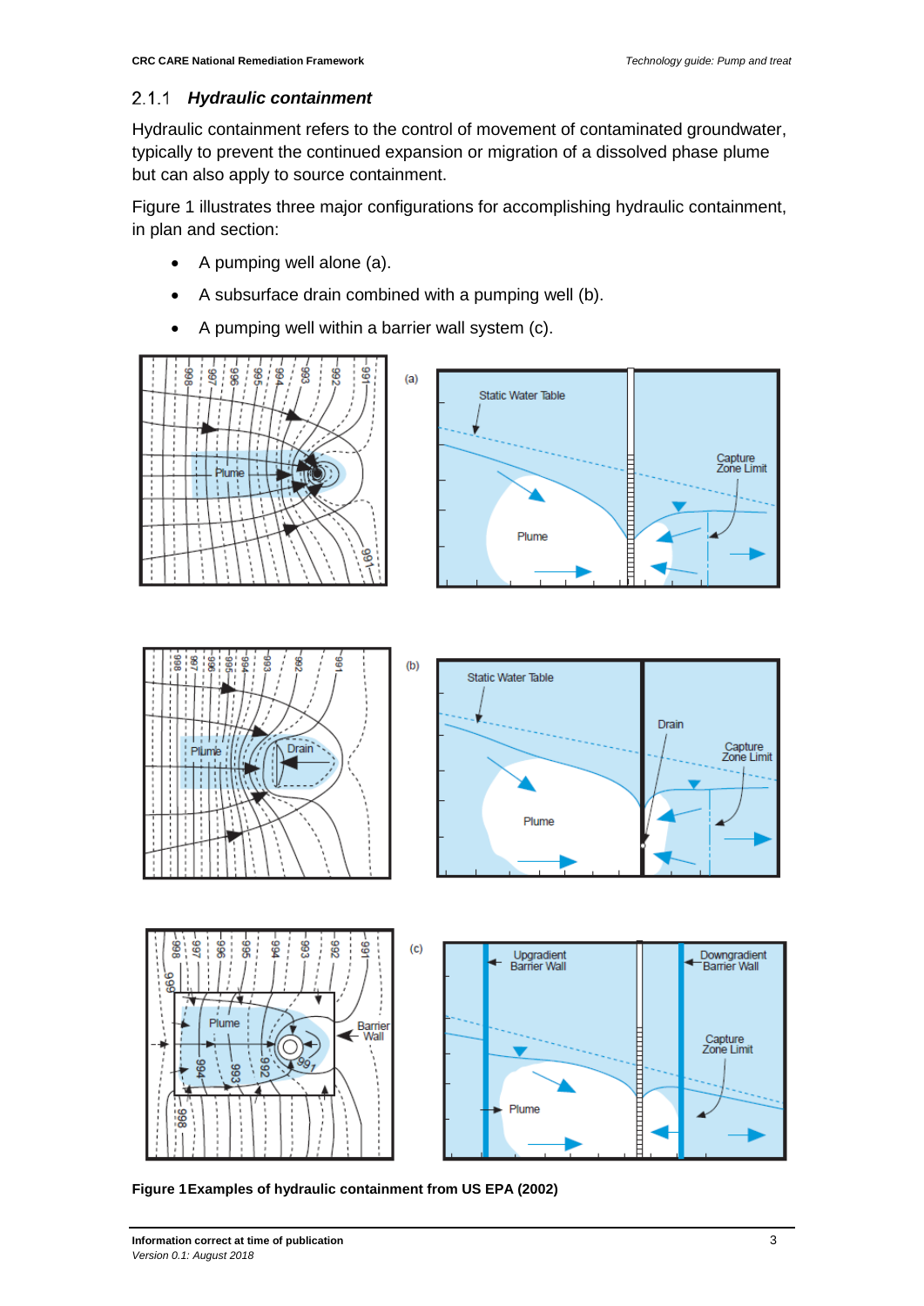### 2.1.1 *Hydraulic containment*

Hydraulic containment refers to the control of movement of contaminated groundwater, typically to prevent the continued expansion or migration of a dissolved phase plume but can also apply to source containment.

Figure 1 illustrates three major configurations for accomplishing hydraulic containment, in plan and section:

- A pumping well alone (a).
- A subsurface drain combined with a pumping well (b).
- A pumping well within a barrier wall system (c).

**Figure 1 Examples of hydraulic containment from US EPA (2002)**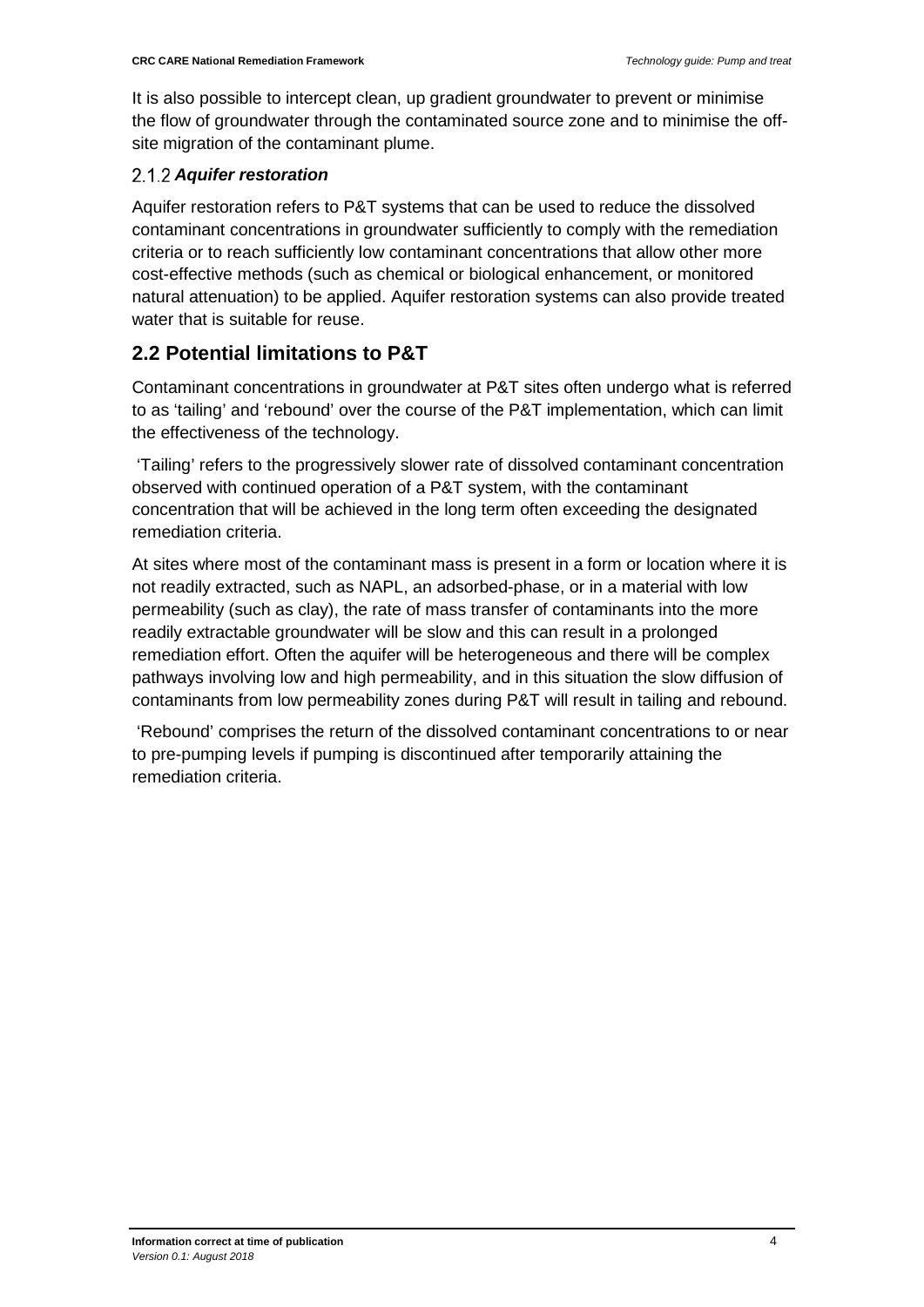It is also possible to intercept clean, up gradient groundwater to prevent or minimise the flow of groundwater through the contaminated source zone and to minimise the off-site migration of the contaminant plume.

### 2.1.2 *Aquifer restoration*

Aquifer restoration refers to P&T systems that can be used to reduce the dissolved contaminant concentrations in groundwater sufficiently to comply with the remediation criteria or to reach sufficiently low contaminant concentrations that allow other more cost-effective methods (such as chemical or biological enhancement, or monitored natural attenuation) to be applied. Aquifer restoration systems can also provide treated water that is suitable for reuse.

## 2.2 Potential limitations to P&T

Contaminant concentrations in groundwater at P&T sites often undergo what is referred to as 'tailing' and 'rebound' over the course of the P&T implementation, which can limit the effectiveness of the technology.

'Tailing' refers to the progressively slower rate of dissolved contaminant concentration observed with continued operation of a P&T system, with the contaminant concentration that will be achieved in the long term often exceeding the designated remediation criteria.

At sites where most of the contaminant mass is present in a form or location where it is not readily extracted, such as NAPL, an adsorbed-phase, or in a material with low permeability (such as clay), the rate of mass transfer of contaminants into the more readily extractable groundwater will be slow and this can result in a prolonged remediation effort. Often the aquifer will be heterogeneous and there will be complex pathways involving low and high permeability, and in this situation the slow diffusion of contaminants from low permeability zones during P&T will result in tailing and rebound.

'Rebound' comprises the return of the dissolved contaminant concentrations to or near to pre-pumping levels if pumping is discontinued after temporarily attaining the remediation criteria.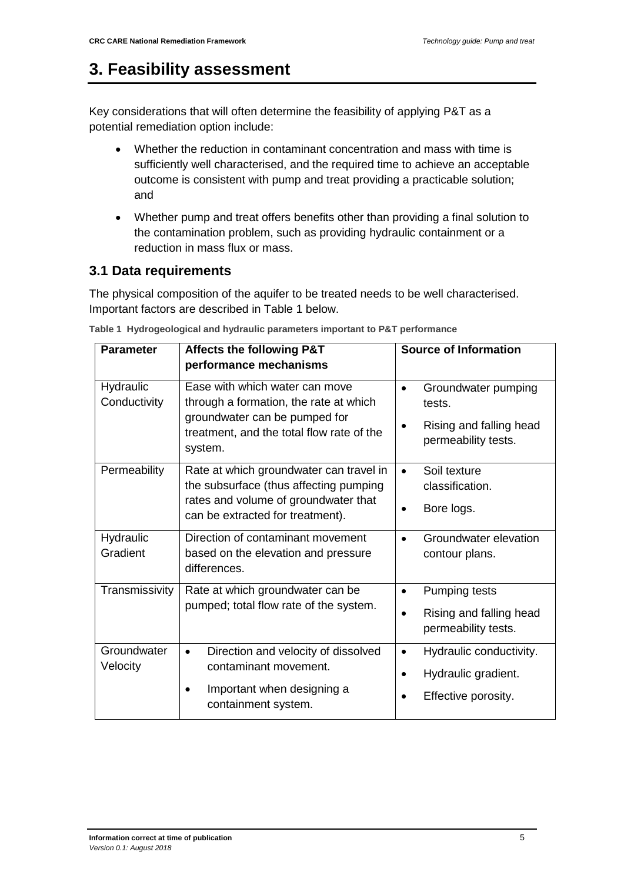# 3. Feasibility assessment

Key considerations that will often determine the feasibility of applying P&T as a potential remediation option include:

- Whether the reduction in contaminant concentration and mass with time is sufficiently well characterised, and the required time to achieve an acceptable outcome is consistent with pump and treat providing a practicable solution; and
- Whether pump and treat offers benefits other than providing a final solution to the contamination problem, such as providing hydraulic containment or a reduction in mass flux or mass.

## 3.1 Data requirements

The physical composition of the aquifer to be treated needs to be well characterised. Important factors are described in Table 1 below.

**Table 1 Hydrogeological and hydraulic parameters important to P&T performance**

| Parameter | Affects the following P&T performance mechanisms | Source of Information |
|---|---|---|
| Hydraulic Conductivity | Ease with which water can move through a formation, the rate at which groundwater can be pumped for treatment, and the total flow rate of the system. | • Groundwater pumping tests.<br>• Rising and falling head permeability tests. |
| Permeability | Rate at which groundwater can travel in the subsurface (thus affecting pumping rates and volume of groundwater that can be extracted for treatment). | • Soil texture classification.<br>• Bore logs. |
| Hydraulic Gradient | Direction of contaminant movement based on the elevation and pressure differences. | • Groundwater elevation contour plans. |
| Transmissivity | Rate at which groundwater can be pumped; total flow rate of the system. | • Pumping tests<br>• Rising and falling head permeability tests. |
| Groundwater Velocity | • Direction and velocity of dissolved contaminant movement.<br>• Important when designing a containment system. | • Hydraulic conductivity.<br>• Hydraulic gradient.<br>• Effective porosity. |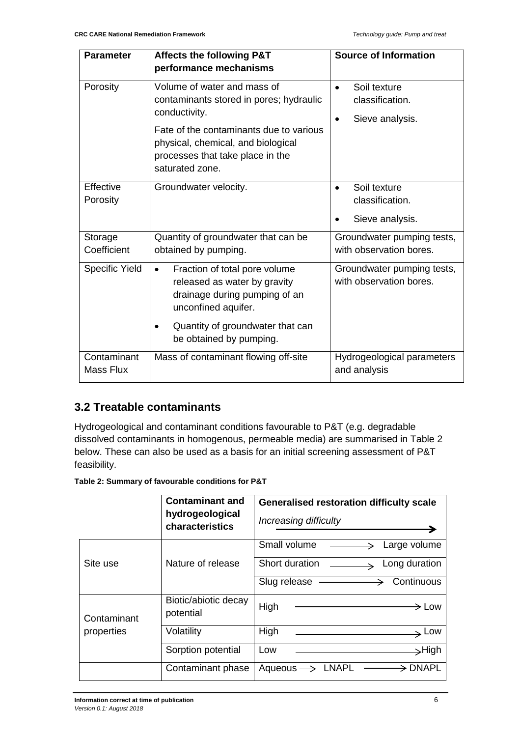| Parameter | Affects the following P&T performance mechanisms | Source of Information |
|---|---|---|
| Porosity | Volume of water and mass of contaminants stored in pores; hydraulic conductivity.<br><br>Fate of the contaminants due to various physical, chemical, and biological processes that take place in the saturated zone. | • Soil texture classification.<br>• Sieve analysis. |
| Effective Porosity | Groundwater velocity. | • Soil texture classification.<br>• Sieve analysis. |
| Storage Coefficient | Quantity of groundwater that can be obtained by pumping. | Groundwater pumping tests, with observation bores. |
| Specific Yield | • Fraction of total pore volume released as water by gravity drainage during pumping of an unconfined aquifer.<br>• Quantity of groundwater that can be obtained by pumping. | Groundwater pumping tests, with observation bores. |
| Contaminant Mass Flux | Mass of contaminant flowing off-site | Hydrogeological parameters and analysis |

## 3.2 Treatable contaminants

Hydrogeological and contaminant conditions favourable to P&T (e.g. degradable dissolved contaminants in homogenous, permeable media) are summarised in Table 2 below. These can also be used as a basis for an initial screening assessment of P&T feasibility.

**Table 2: Summary of favourable conditions for P&T**

| | Contaminant and hydrogeological characteristics | Generalised restoration difficulty scale<br>*Increasing difficulty* → |
|---|---|---|
| Site use | Nature of release | Small volume → Large volume |
| | | Short duration → Long duration |
| | | Slug release → Continuous |
| Contaminant properties | Biotic/abiotic decay potential | High → Low |
| | Volatility | High → Low |
| | Sorption potential | Low → High |
| | Contaminant phase | Aqueous → LNAPL → DNAPL |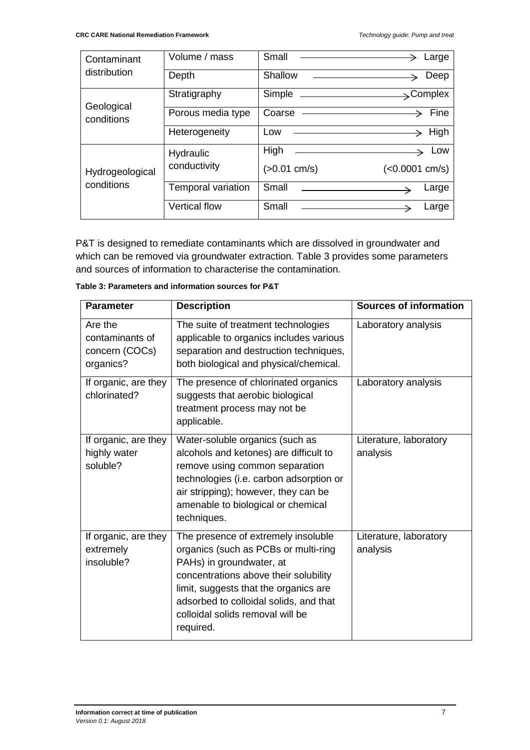| Contaminant distribution | Volume / mass | Small → Large |
|---|---|---|
| | Depth | Shallow → Deep |
| Geological conditions | Stratigraphy | Simple → Complex |
| | Porous media type | Coarse → Fine |
| | Heterogeneity | Low → High |
| Hydrogeological conditions | Hydraulic conductivity | High (>0.01 cm/s) → Low (<0.0001 cm/s) |
| | Temporal variation | Small → Large |
| | Vertical flow | Small → Large |

P&T is designed to remediate contaminants which are dissolved in groundwater and which can be removed via groundwater extraction. Table 3 provides some parameters and sources of information to characterise the contamination.

**Table 3: Parameters and information sources for P&T**

| Parameter | Description | Sources of information |
|---|---|---|
| Are the contaminants of concern (COCs) organics? | The suite of treatment technologies applicable to organics includes various separation and destruction techniques, both biological and physical/chemical. | Laboratory analysis |
| If organic, are they chlorinated? | The presence of chlorinated organics suggests that aerobic biological treatment process may not be applicable. | Laboratory analysis |
| If organic, are they highly water soluble? | Water-soluble organics (such as alcohols and ketones) are difficult to remove using common separation technologies (i.e. carbon adsorption or air stripping); however, they can be amenable to biological or chemical techniques. | Literature, laboratory analysis |
| If organic, are they extremely insoluble? | The presence of extremely insoluble organics (such as PCBs or multi-ring PAHs) in groundwater, at concentrations above their solubility limit, suggests that the organics are adsorbed to colloidal solids, and that colloidal solids removal will be required. | Literature, laboratory analysis |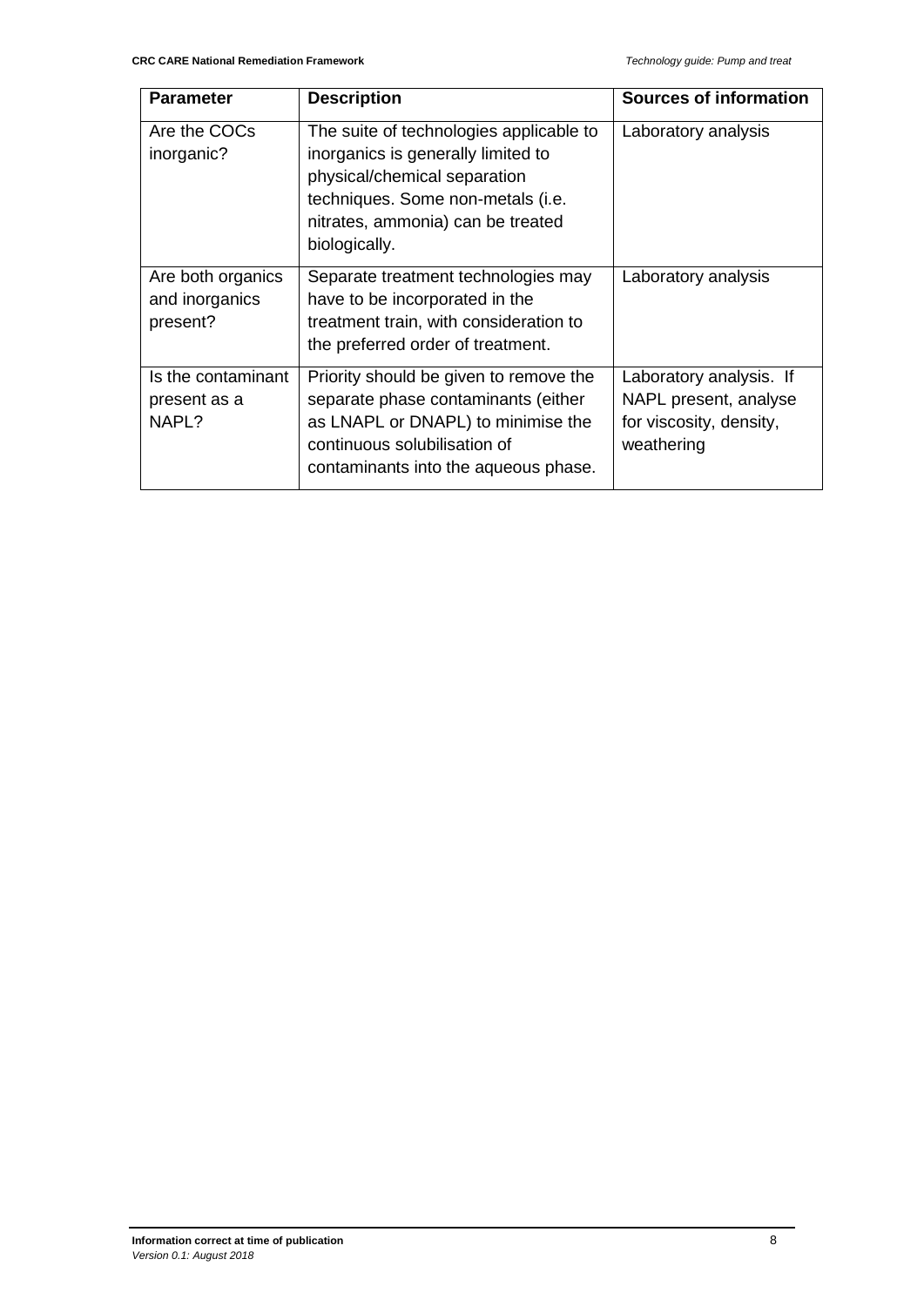| Parameter | Description | Sources of information |
|---|---|---|
| Are the COCs inorganic? | The suite of technologies applicable to inorganics is generally limited to physical/chemical separation techniques. Some non-metals (i.e. nitrates, ammonia) can be treated biologically. | Laboratory analysis |
| Are both organics and inorganics present? | Separate treatment technologies may have to be incorporated in the treatment train, with consideration to the preferred order of treatment. | Laboratory analysis |
| Is the contaminant present as a NAPL? | Priority should be given to remove the separate phase contaminants (either as LNAPL or DNAPL) to minimise the continuous solubilisation of contaminants into the aqueous phase. | Laboratory analysis. If NAPL present, analyse for viscosity, density, weathering |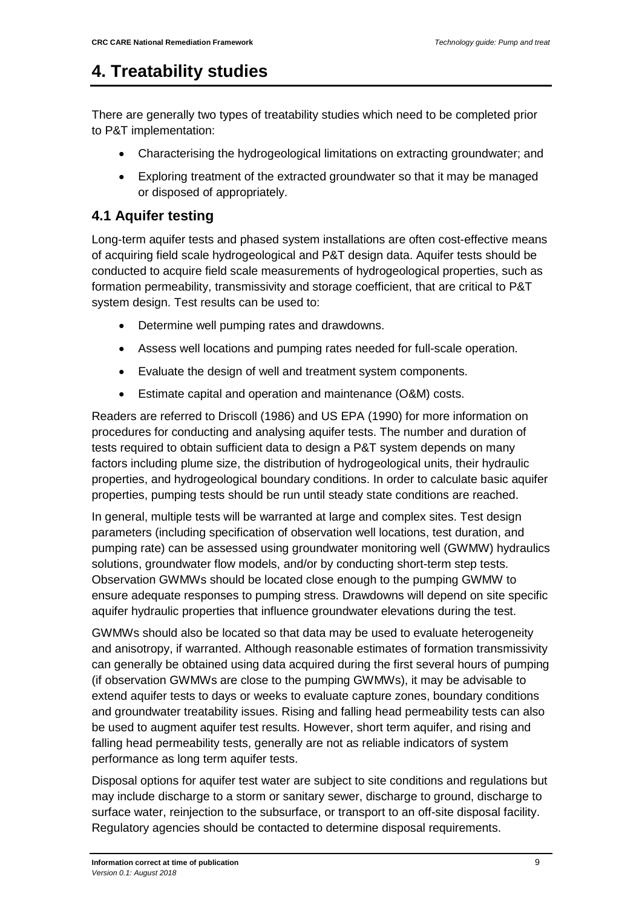# 4. Treatability studies

There are generally two types of treatability studies which need to be completed prior to P&T implementation:

- Characterising the hydrogeological limitations on extracting groundwater; and
- Exploring treatment of the extracted groundwater so that it may be managed or disposed of appropriately.

## 4.1 Aquifer testing

Long-term aquifer tests and phased system installations are often cost-effective means of acquiring field scale hydrogeological and P&T design data. Aquifer tests should be conducted to acquire field scale measurements of hydrogeological properties, such as formation permeability, transmissivity and storage coefficient, that are critical to P&T system design. Test results can be used to:

- Determine well pumping rates and drawdowns.
- Assess well locations and pumping rates needed for full-scale operation.
- Evaluate the design of well and treatment system components.
- Estimate capital and operation and maintenance (O&M) costs.

Readers are referred to Driscoll (1986) and US EPA (1990) for more information on procedures for conducting and analysing aquifer tests. The number and duration of tests required to obtain sufficient data to design a P&T system depends on many factors including plume size, the distribution of hydrogeological units, their hydraulic properties, and hydrogeological boundary conditions. In order to calculate basic aquifer properties, pumping tests should be run until steady state conditions are reached.

In general, multiple tests will be warranted at large and complex sites. Test design parameters (including specification of observation well locations, test duration, and pumping rate) can be assessed using groundwater monitoring well (GWMW) hydraulics solutions, groundwater flow models, and/or by conducting short-term step tests. Observation GWMWs should be located close enough to the pumping GWMW to ensure adequate responses to pumping stress. Drawdowns will depend on site specific aquifer hydraulic properties that influence groundwater elevations during the test.

GWMWs should also be located so that data may be used to evaluate heterogeneity and anisotropy, if warranted. Although reasonable estimates of formation transmissivity can generally be obtained using data acquired during the first several hours of pumping (if observation GWMWs are close to the pumping GWMWs), it may be advisable to extend aquifer tests to days or weeks to evaluate capture zones, boundary conditions and groundwater treatability issues. Rising and falling head permeability tests can also be used to augment aquifer test results. However, short term aquifer, and rising and falling head permeability tests, generally are not as reliable indicators of system performance as long term aquifer tests.

Disposal options for aquifer test water are subject to site conditions and regulations but may include discharge to a storm or sanitary sewer, discharge to ground, discharge to surface water, reinjection to the subsurface, or transport to an off-site disposal facility. Regulatory agencies should be contacted to determine disposal requirements.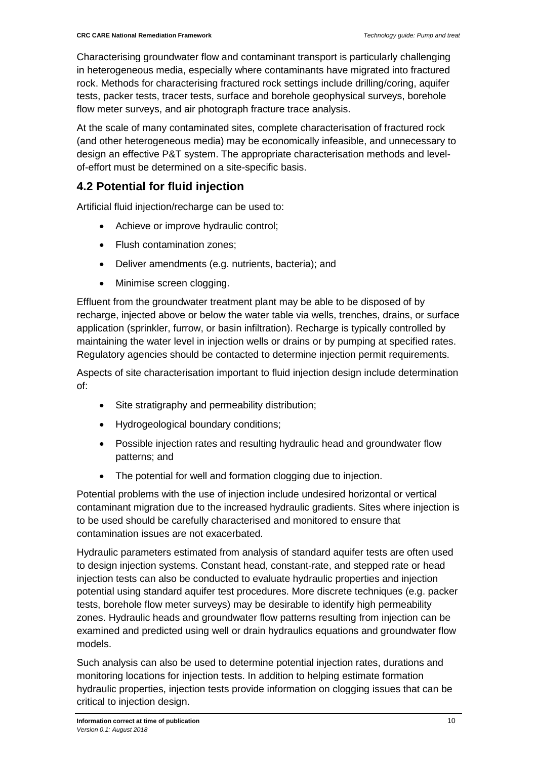Characterising groundwater flow and contaminant transport is particularly challenging in heterogeneous media, especially where contaminants have migrated into fractured rock. Methods for characterising fractured rock settings include drilling/coring, aquifer tests, packer tests, tracer tests, surface and borehole geophysical surveys, borehole flow meter surveys, and air photograph fracture trace analysis.

At the scale of many contaminated sites, complete characterisation of fractured rock (and other heterogeneous media) may be economically infeasible, and unnecessary to design an effective P&T system. The appropriate characterisation methods and level-of-effort must be determined on a site-specific basis.

## 4.2 Potential for fluid injection

Artificial fluid injection/recharge can be used to:

- Achieve or improve hydraulic control;
- Flush contamination zones;
- Deliver amendments (e.g. nutrients, bacteria); and
- Minimise screen clogging.

Effluent from the groundwater treatment plant may be able to be disposed of by recharge, injected above or below the water table via wells, trenches, drains, or surface application (sprinkler, furrow, or basin infiltration). Recharge is typically controlled by maintaining the water level in injection wells or drains or by pumping at specified rates. Regulatory agencies should be contacted to determine injection permit requirements.

Aspects of site characterisation important to fluid injection design include determination of:

- Site stratigraphy and permeability distribution;
- Hydrogeological boundary conditions;
- Possible injection rates and resulting hydraulic head and groundwater flow patterns; and
- The potential for well and formation clogging due to injection.

Potential problems with the use of injection include undesired horizontal or vertical contaminant migration due to the increased hydraulic gradients. Sites where injection is to be used should be carefully characterised and monitored to ensure that contamination issues are not exacerbated.

Hydraulic parameters estimated from analysis of standard aquifer tests are often used to design injection systems. Constant head, constant-rate, and stepped rate or head injection tests can also be conducted to evaluate hydraulic properties and injection potential using standard aquifer test procedures. More discrete techniques (e.g. packer tests, borehole flow meter surveys) may be desirable to identify high permeability zones. Hydraulic heads and groundwater flow patterns resulting from injection can be examined and predicted using well or drain hydraulics equations and groundwater flow models.

Such analysis can also be used to determine potential injection rates, durations and monitoring locations for injection tests. In addition to helping estimate formation hydraulic properties, injection tests provide information on clogging issues that can be critical to injection design.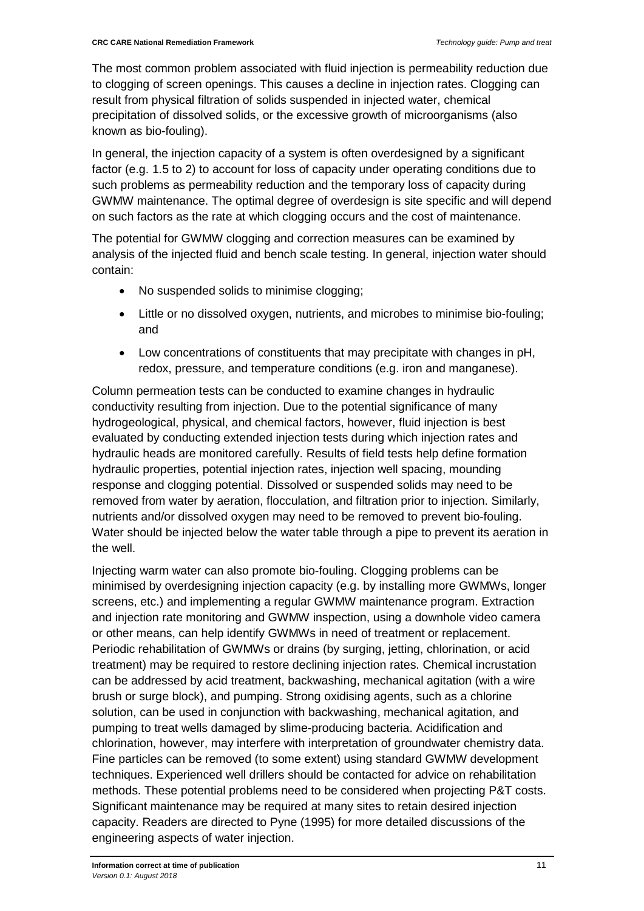The most common problem associated with fluid injection is permeability reduction due to clogging of screen openings. This causes a decline in injection rates. Clogging can result from physical filtration of solids suspended in injected water, chemical precipitation of dissolved solids, or the excessive growth of microorganisms (also known as bio-fouling).

In general, the injection capacity of a system is often overdesigned by a significant factor (e.g. 1.5 to 2) to account for loss of capacity under operating conditions due to such problems as permeability reduction and the temporary loss of capacity during GWMW maintenance. The optimal degree of overdesign is site specific and will depend on such factors as the rate at which clogging occurs and the cost of maintenance.

The potential for GWMW clogging and correction measures can be examined by analysis of the injected fluid and bench scale testing. In general, injection water should contain:

- No suspended solids to minimise clogging;
- Little or no dissolved oxygen, nutrients, and microbes to minimise bio-fouling; and
- Low concentrations of constituents that may precipitate with changes in pH, redox, pressure, and temperature conditions (e.g. iron and manganese).

Column permeation tests can be conducted to examine changes in hydraulic conductivity resulting from injection. Due to the potential significance of many hydrogeological, physical, and chemical factors, however, fluid injection is best evaluated by conducting extended injection tests during which injection rates and hydraulic heads are monitored carefully. Results of field tests help define formation hydraulic properties, potential injection rates, injection well spacing, mounding response and clogging potential. Dissolved or suspended solids may need to be removed from water by aeration, flocculation, and filtration prior to injection. Similarly, nutrients and/or dissolved oxygen may need to be removed to prevent bio-fouling. Water should be injected below the water table through a pipe to prevent its aeration in the well.

Injecting warm water can also promote bio-fouling. Clogging problems can be minimised by overdesigning injection capacity (e.g. by installing more GWMWs, longer screens, etc.) and implementing a regular GWMW maintenance program. Extraction and injection rate monitoring and GWMW inspection, using a downhole video camera or other means, can help identify GWMWs in need of treatment or replacement. Periodic rehabilitation of GWMWs or drains (by surging, jetting, chlorination, or acid treatment) may be required to restore declining injection rates. Chemical incrustation can be addressed by acid treatment, backwashing, mechanical agitation (with a wire brush or surge block), and pumping. Strong oxidising agents, such as a chlorine solution, can be used in conjunction with backwashing, mechanical agitation, and pumping to treat wells damaged by slime-producing bacteria. Acidification and chlorination, however, may interfere with interpretation of groundwater chemistry data. Fine particles can be removed (to some extent) using standard GWMW development techniques. Experienced well drillers should be contacted for advice on rehabilitation methods. These potential problems need to be considered when projecting P&T costs. Significant maintenance may be required at many sites to retain desired injection capacity. Readers are directed to Pyne (1995) for more detailed discussions of the engineering aspects of water injection.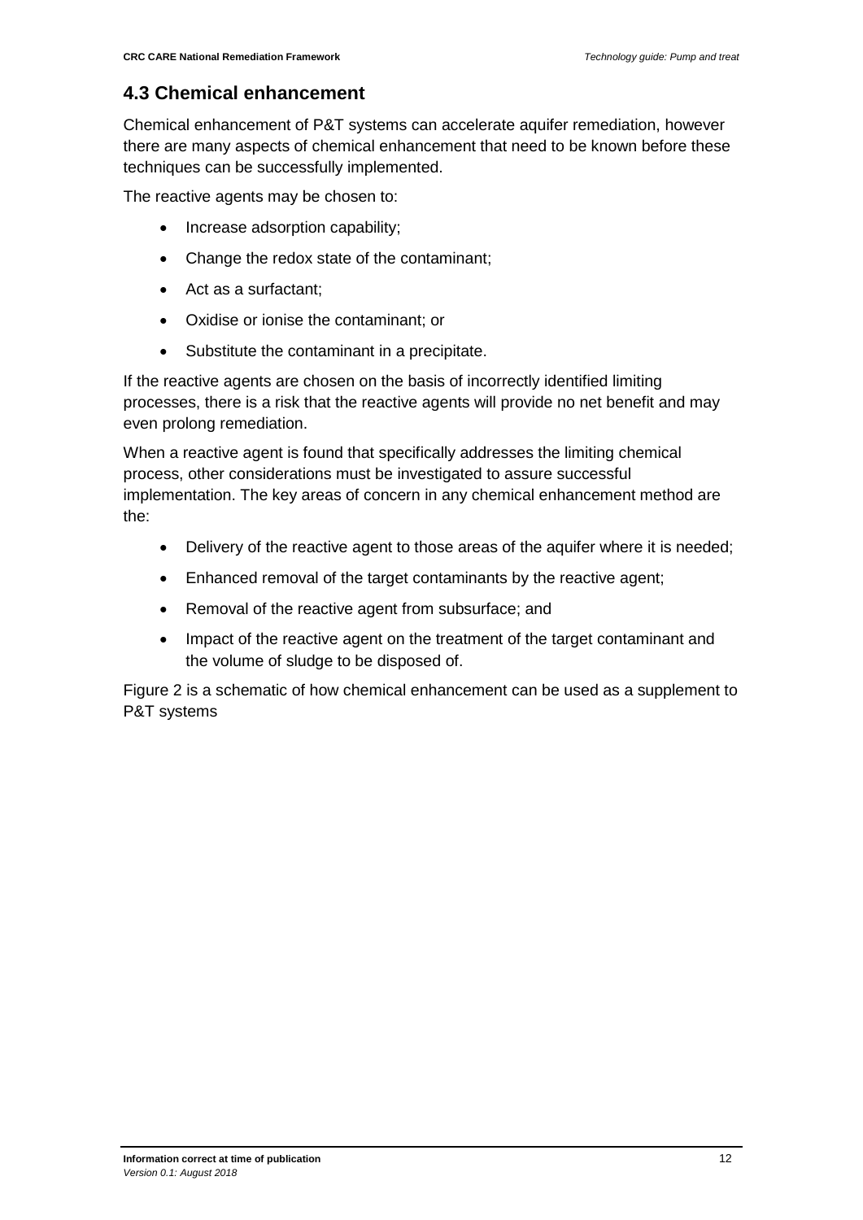## 4.3 Chemical enhancement

Chemical enhancement of P&T systems can accelerate aquifer remediation, however there are many aspects of chemical enhancement that need to be known before these techniques can be successfully implemented.

The reactive agents may be chosen to:

- Increase adsorption capability;
- Change the redox state of the contaminant;
- Act as a surfactant;
- Oxidise or ionise the contaminant; or
- Substitute the contaminant in a precipitate.

If the reactive agents are chosen on the basis of incorrectly identified limiting processes, there is a risk that the reactive agents will provide no net benefit and may even prolong remediation.

When a reactive agent is found that specifically addresses the limiting chemical process, other considerations must be investigated to assure successful implementation. The key areas of concern in any chemical enhancement method are the:

- Delivery of the reactive agent to those areas of the aquifer where it is needed;
- Enhanced removal of the target contaminants by the reactive agent;
- Removal of the reactive agent from subsurface; and
- Impact of the reactive agent on the treatment of the target contaminant and the volume of sludge to be disposed of.

Figure 2 is a schematic of how chemical enhancement can be used as a supplement to P&T systems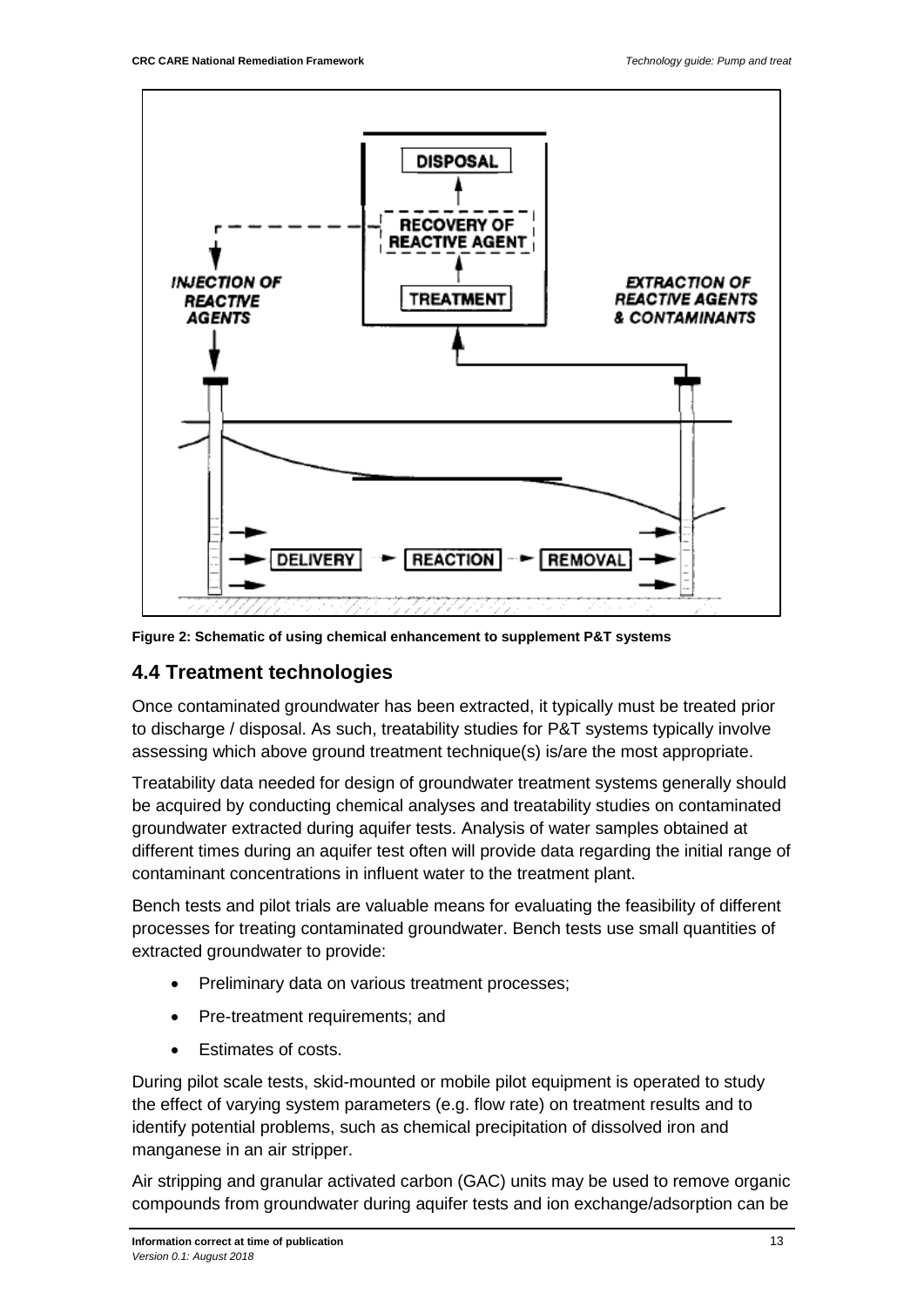**Figure 2: Schematic of using chemical enhancement to supplement P&T systems**

## 4.4 Treatment technologies

Once contaminated groundwater has been extracted, it typically must be treated prior to discharge / disposal. As such, treatability studies for P&T systems typically involve assessing which above ground treatment technique(s) is/are the most appropriate.

Treatability data needed for design of groundwater treatment systems generally should be acquired by conducting chemical analyses and treatability studies on contaminated groundwater extracted during aquifer tests. Analysis of water samples obtained at different times during an aquifer test often will provide data regarding the initial range of contaminant concentrations in influent water to the treatment plant.

Bench tests and pilot trials are valuable means for evaluating the feasibility of different processes for treating contaminated groundwater. Bench tests use small quantities of extracted groundwater to provide:

- Preliminary data on various treatment processes;
- Pre-treatment requirements; and
- Estimates of costs.

During pilot scale tests, skid-mounted or mobile pilot equipment is operated to study the effect of varying system parameters (e.g. flow rate) on treatment results and to identify potential problems, such as chemical precipitation of dissolved iron and manganese in an air stripper.

Air stripping and granular activated carbon (GAC) units may be used to remove organic compounds from groundwater during aquifer tests and ion exchange/adsorption can be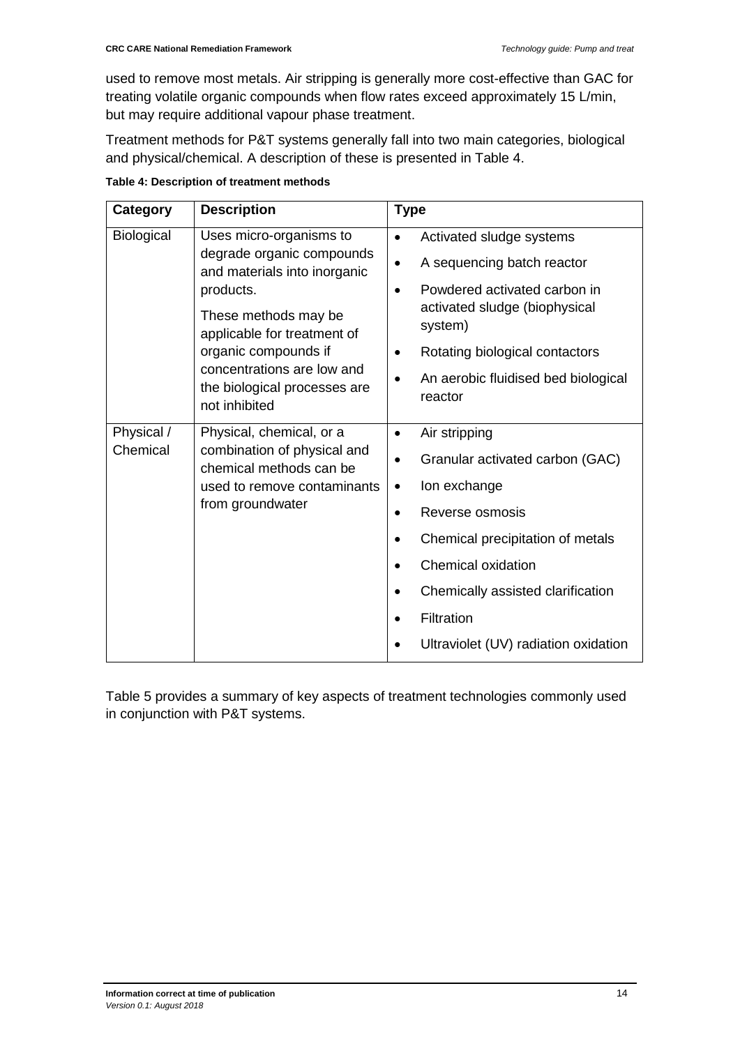used to remove most metals. Air stripping is generally more cost-effective than GAC for treating volatile organic compounds when flow rates exceed approximately 15 L/min, but may require additional vapour phase treatment.

Treatment methods for P&T systems generally fall into two main categories, biological and physical/chemical. A description of these is presented in Table 4.

**Table 4: Description of treatment methods**

| Category | Description | Type |
|---|---|---|
| Biological | Uses micro-organisms to degrade organic compounds and materials into inorganic products.<br><br>These methods may be applicable for treatment of organic compounds if concentrations are low and the biological processes are not inhibited | • Activated sludge systems<br>• A sequencing batch reactor<br>• Powdered activated carbon in activated sludge (biophysical system)<br>• Rotating biological contactors<br>• An aerobic fluidised bed biological reactor |
| Physical / Chemical | Physical, chemical, or a combination of physical and chemical methods can be used to remove contaminants from groundwater | • Air stripping<br>• Granular activated carbon (GAC)<br>• Ion exchange<br>• Reverse osmosis<br>• Chemical precipitation of metals<br>• Chemical oxidation<br>• Chemically assisted clarification<br>• Filtration<br>• Ultraviolet (UV) radiation oxidation |

Table 5 provides a summary of key aspects of treatment technologies commonly used in conjunction with P&T systems.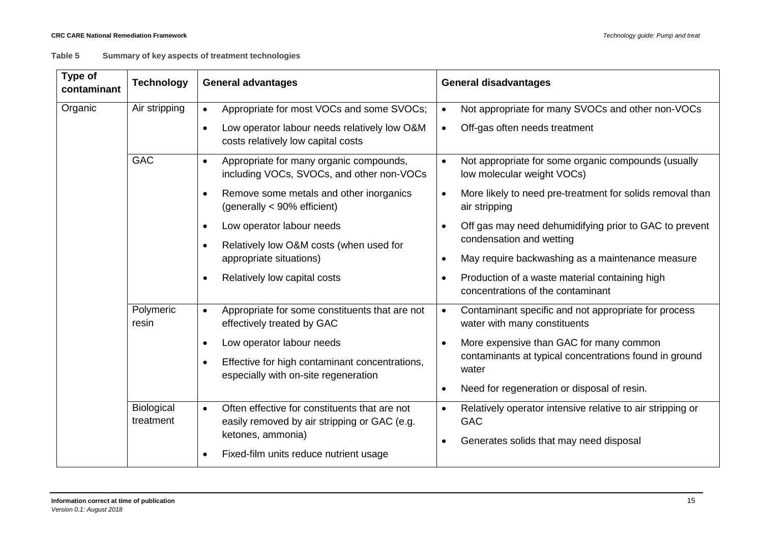**Table 5 Summary of key aspects of treatment technologies**

| Type of contaminant | Technology | General advantages | General disadvantages |
|---|---|---|---|
| Organic | Air stripping | • Appropriate for most VOCs and some SVOCs;<br>• Low operator labour needs relatively low O&M costs relatively low capital costs | • Not appropriate for many SVOCs and other non-VOCs<br>• Off-gas often needs treatment |
| | GAC | • Appropriate for many organic compounds, including VOCs, SVOCs, and other non-VOCs<br>• Remove some metals and other inorganics (generally < 90% efficient)<br>• Low operator labour needs<br>• Relatively low O&M costs (when used for appropriate situations)<br>• Relatively low capital costs | • Not appropriate for some organic compounds (usually low molecular weight VOCs)<br>• More likely to need pre-treatment for solids removal than air stripping<br>• Off gas may need dehumidifying prior to GAC to prevent condensation and wetting<br>• May require backwashing as a maintenance measure<br>• Production of a waste material containing high concentrations of the contaminant |
| | Polymeric resin | • Appropriate for some constituents that are not effectively treated by GAC<br>• Low operator labour needs<br>• Effective for high contaminant concentrations, especially with on-site regeneration | • Contaminant specific and not appropriate for process water with many constituents<br>• More expensive than GAC for many common contaminants at typical concentrations found in ground water<br>• Need for regeneration or disposal of resin. |
| | Biological treatment | • Often effective for constituents that are not easily removed by air stripping or GAC (e.g. ketones, ammonia)<br>• Fixed-film units reduce nutrient usage | • Relatively operator intensive relative to air stripping or GAC<br>• Generates solids that may need disposal |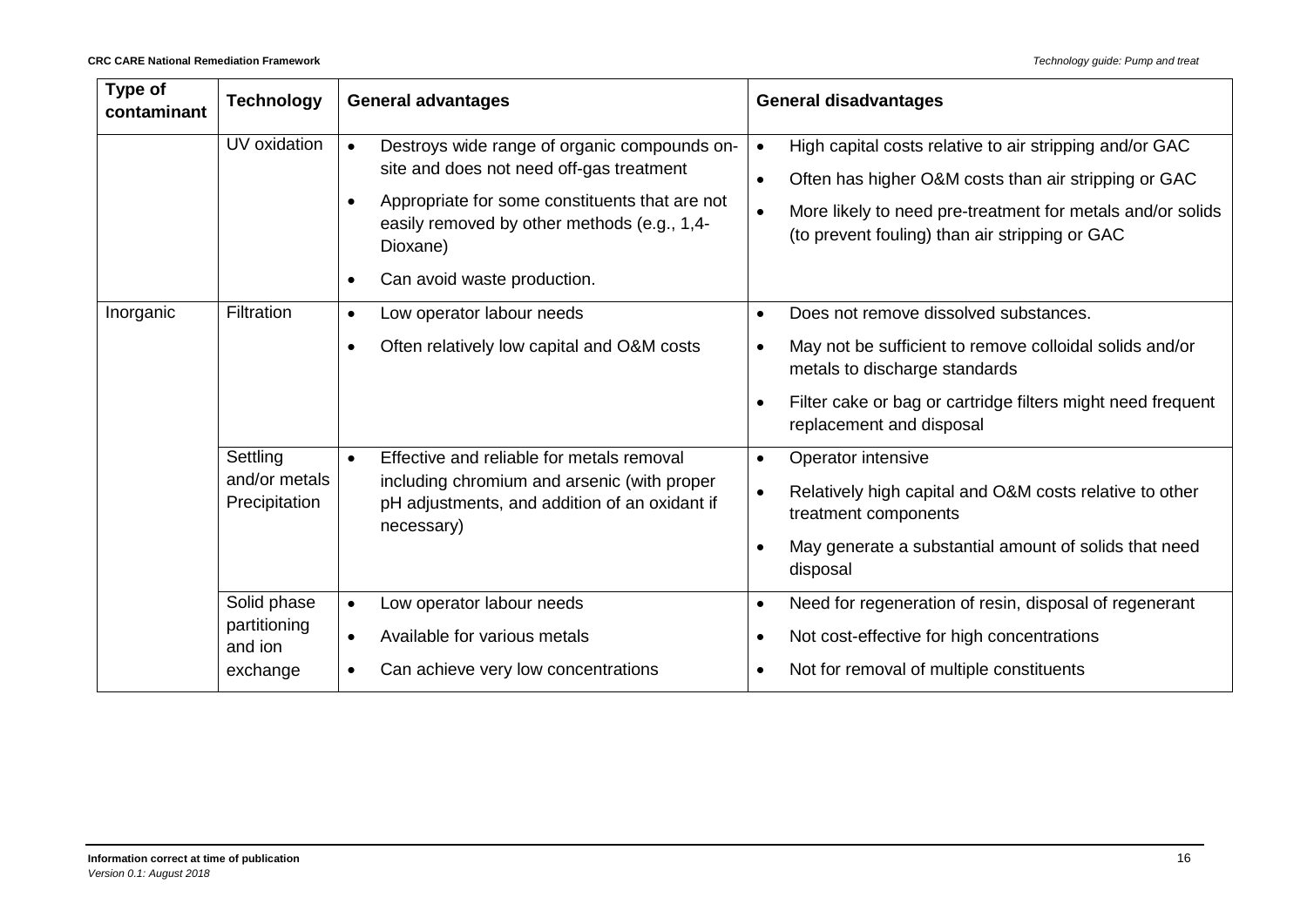| Type of contaminant | Technology | General advantages | General disadvantages |
|---|---|---|---|
| | UV oxidation | • Destroys wide range of organic compounds on-site and does not need off-gas treatment<br>• Appropriate for some constituents that are not easily removed by other methods (e.g., 1,4-Dioxane)<br>• Can avoid waste production. | • High capital costs relative to air stripping and/or GAC<br>• Often has higher O&M costs than air stripping or GAC<br>• More likely to need pre-treatment for metals and/or solids (to prevent fouling) than air stripping or GAC |
| Inorganic | Filtration | • Low operator labour needs<br>• Often relatively low capital and O&M costs | • Does not remove dissolved substances.<br>• May not be sufficient to remove colloidal solids and/or metals to discharge standards<br>• Filter cake or bag or cartridge filters might need frequent replacement and disposal |
| | Settling and/or metals Precipitation | • Effective and reliable for metals removal including chromium and arsenic (with proper pH adjustments, and addition of an oxidant if necessary) | • Operator intensive<br>• Relatively high capital and O&M costs relative to other treatment components<br>• May generate a substantial amount of solids that need disposal |
| | Solid phase partitioning and ion exchange | • Low operator labour needs<br>• Available for various metals<br>• Can achieve very low concentrations | • Need for regeneration of resin, disposal of regenerant<br>• Not cost-effective for high concentrations<br>• Not for removal of multiple constituents |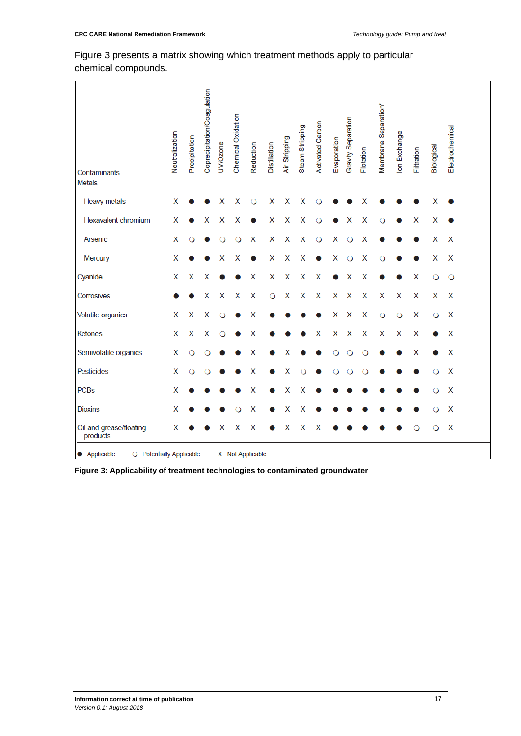Figure 3 presents a matrix showing which treatment methods apply to particular chemical compounds.

| Contaminants | Neutralization | Precipitation | Coprecipitation/Coagulation | UV/Ozone | Chemical Oxidation | Reduction | Distillation | Air Stripping | Steam Stripping | Activated Carbon | Evaporation | Gravity Separation | Flotation | Membrane Separation* | Ion Exchange | Filtration | Biological | Electrochemical |
|---|---|---|---|---|---|---|---|---|---|---|---|---|---|---|---|---|---|---|
| Metals | | | | | | | | | | | | | | | | | | |
| Heavy metals | X | ● | ● | X | X | ○ | X | X | X | ○ | ● | ● | X | ● | ● | ● | X | ● |
| Hexavalent chromium | X | ● | X | X | X | ● | X | X | X | ○ | ● | X | X | ○ | ● | X | X | ● |
| Arsenic | X | ○ | ● | ○ | ○ | X | X | X | X | ○ | X | ○ | X | ● | ● | ● | X | X |
| Mercury | X | ● | ● | X | X | ● | X | X | X | ● | X | ○ | X | ○ | ● | ● | X | X |
| Cyanide | X | X | X | ● | ● | X | X | X | X | X | ● | X | X | ● | ● | X | ○ | ○ |
| Corrosives | ● | ● | X | X | X | X | ○ | X | X | X | X | X | X | X | X | X | X | X |
| Volatile organics | X | X | X | ○ | ● | X | ● | ● | ● | ● | X | X | X | ○ | ○ | X | ○ | X |
| Ketones | X | X | X | ○ | ● | X | ● | ● | ● | X | X | X | X | X | X | X | ● | X |
| Semivolatile organics | X | ○ | ○ | ● | ● | X | ● | X | ● | ● | ○ | ○ | ○ | ● | ● | X | ● | X |
| Pesticides | X | ○ | ○ | ● | ● | X | ● | X | ○ | ● | ○ | ○ | ○ | ● | ● | ● | ○ | X |
| PCBs | X | ● | ● | ● | ● | X | ● | X | X | ● | ● | ● | ● | ● | ● | ● | ○ | X |
| Dioxins | X | ● | ● | ● | ○ | X | ● | X | X | ● | ● | ● | ● | ● | ● | ● | ○ | X |
| Oil and grease/floating products | X | ● | ● | X | X | X | ● | X | X | X | ● | ● | ● | ● | ● | ○ | ○ | X |

● Applicable ○ Potentially Applicable X Not Applicable

**Figure 3: Applicability of treatment technologies to contaminated groundwater**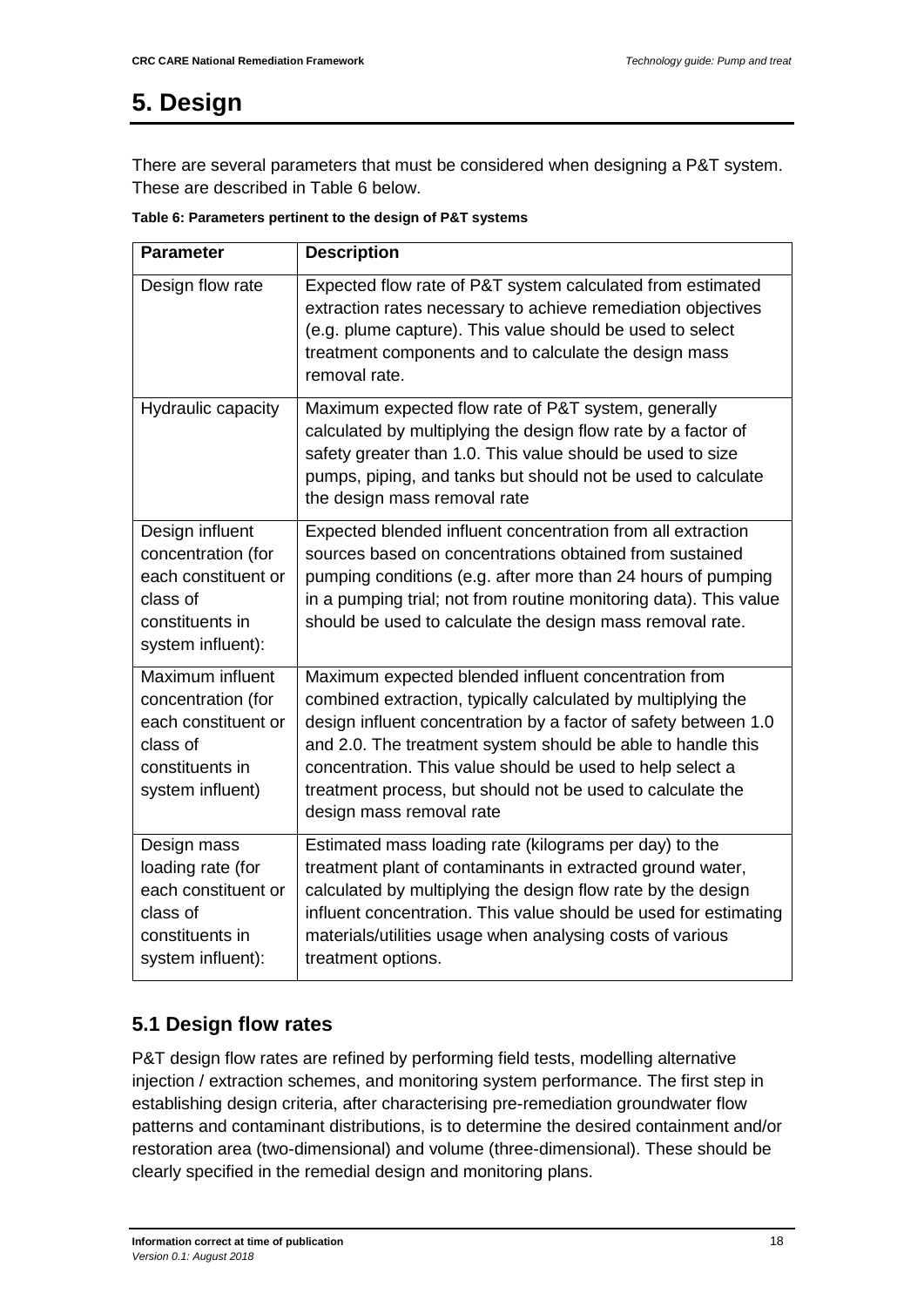# 5. Design

There are several parameters that must be considered when designing a P&T system. These are described in Table 6 below.

**Table 6: Parameters pertinent to the design of P&T systems**

| Parameter | Description |
|---|---|
| Design flow rate | Expected flow rate of P&T system calculated from estimated extraction rates necessary to achieve remediation objectives (e.g. plume capture). This value should be used to select treatment components and to calculate the design mass removal rate. |
| Hydraulic capacity | Maximum expected flow rate of P&T system, generally calculated by multiplying the design flow rate by a factor of safety greater than 1.0. This value should be used to size pumps, piping, and tanks but should not be used to calculate the design mass removal rate |
| Design influent concentration (for each constituent or class of constituents in system influent): | Expected blended influent concentration from all extraction sources based on concentrations obtained from sustained pumping conditions (e.g. after more than 24 hours of pumping in a pumping trial; not from routine monitoring data). This value should be used to calculate the design mass removal rate. |
| Maximum influent concentration (for each constituent or class of constituents in system influent) | Maximum expected blended influent concentration from combined extraction, typically calculated by multiplying the design influent concentration by a factor of safety between 1.0 and 2.0. The treatment system should be able to handle this concentration. This value should be used to help select a treatment process, but should not be used to calculate the design mass removal rate |
| Design mass loading rate (for each constituent or class of constituents in system influent): | Estimated mass loading rate (kilograms per day) to the treatment plant of contaminants in extracted ground water, calculated by multiplying the design flow rate by the design influent concentration. This value should be used for estimating materials/utilities usage when analysing costs of various treatment options. |

## 5.1 Design flow rates

P&T design flow rates are refined by performing field tests, modelling alternative injection / extraction schemes, and monitoring system performance. The first step in establishing design criteria, after characterising pre-remediation groundwater flow patterns and contaminant distributions, is to determine the desired containment and/or restoration area (two-dimensional) and volume (three-dimensional). These should be clearly specified in the remedial design and monitoring plans.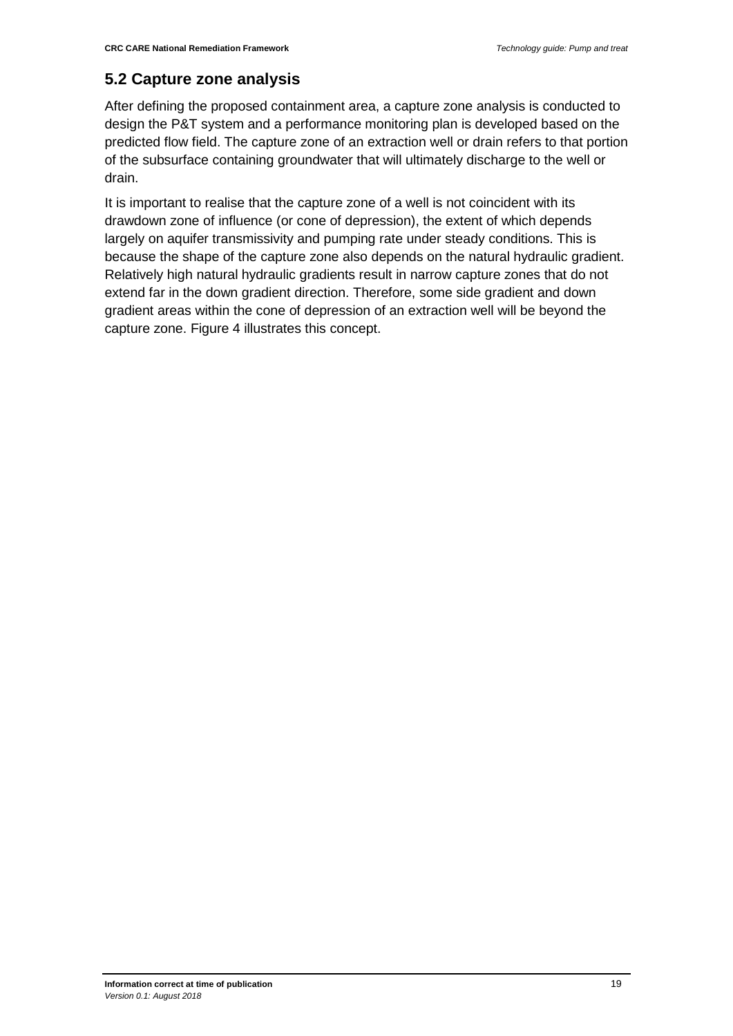## 5.2 Capture zone analysis

After defining the proposed containment area, a capture zone analysis is conducted to design the P&T system and a performance monitoring plan is developed based on the predicted flow field. The capture zone of an extraction well or drain refers to that portion of the subsurface containing groundwater that will ultimately discharge to the well or drain.

It is important to realise that the capture zone of a well is not coincident with its drawdown zone of influence (or cone of depression), the extent of which depends largely on aquifer transmissivity and pumping rate under steady conditions. This is because the shape of the capture zone also depends on the natural hydraulic gradient. Relatively high natural hydraulic gradients result in narrow capture zones that do not extend far in the down gradient direction. Therefore, some side gradient and down gradient areas within the cone of depression of an extraction well will be beyond the capture zone. Figure 4 illustrates this concept.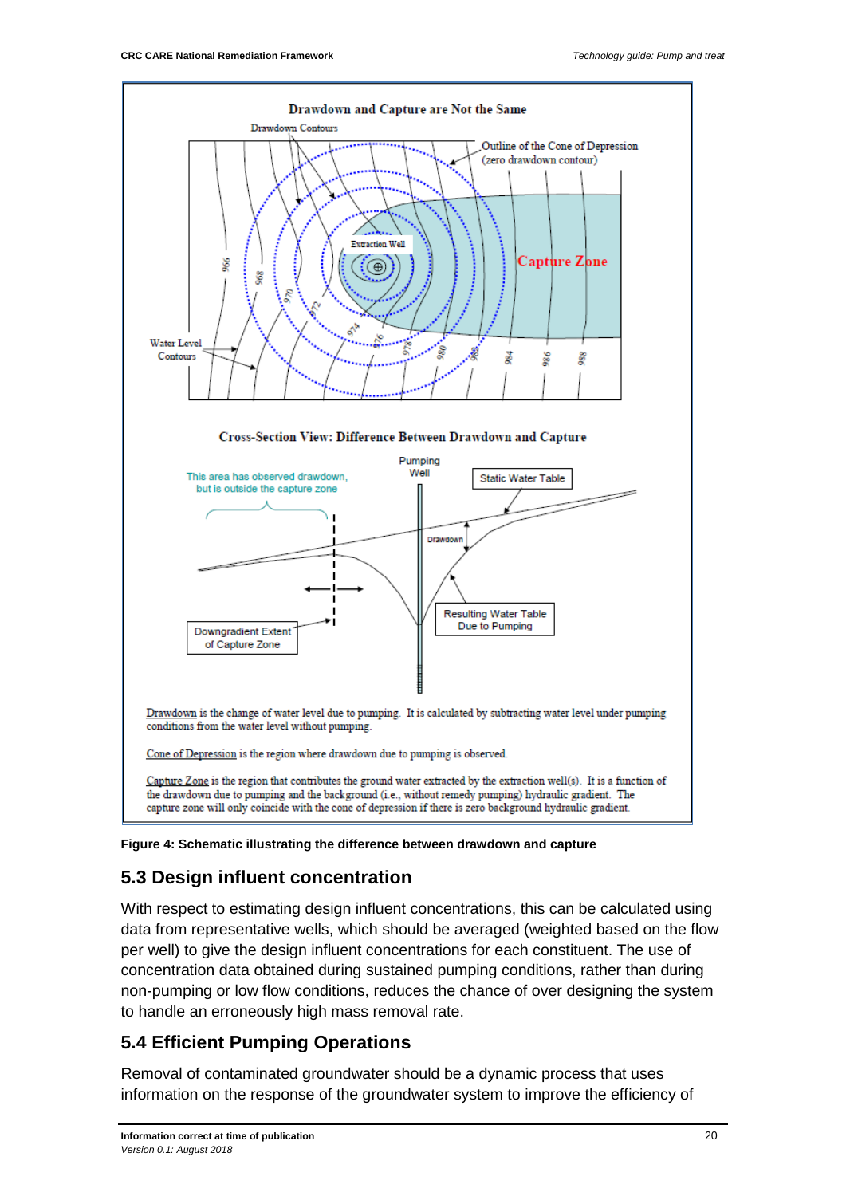**Drawdown and Capture are Not the Same**

**Cross-Section View: Difference Between Drawdown and Capture**

Drawdown is the change of water level due to pumping. It is calculated by subtracting water level under pumping conditions from the water level without pumping.

Cone of Depression is the region where drawdown due to pumping is observed.

Capture Zone is the region that contributes the ground water extracted by the extraction well(s). It is a function of the drawdown due to pumping and the background (i.e., without remedy pumping) hydraulic gradient. The capture zone will only coincide with the cone of depression if there is zero background hydraulic gradient.

**Figure 4: Schematic illustrating the difference between drawdown and capture**

## 5.3 Design influent concentration

With respect to estimating design influent concentrations, this can be calculated using data from representative wells, which should be averaged (weighted based on the flow per well) to give the design influent concentrations for each constituent. The use of concentration data obtained during sustained pumping conditions, rather than during non-pumping or low flow conditions, reduces the chance of over designing the system to handle an erroneously high mass removal rate.

## 5.4 Efficient Pumping Operations

Removal of contaminated groundwater should be a dynamic process that uses information on the response of the groundwater system to improve the efficiency of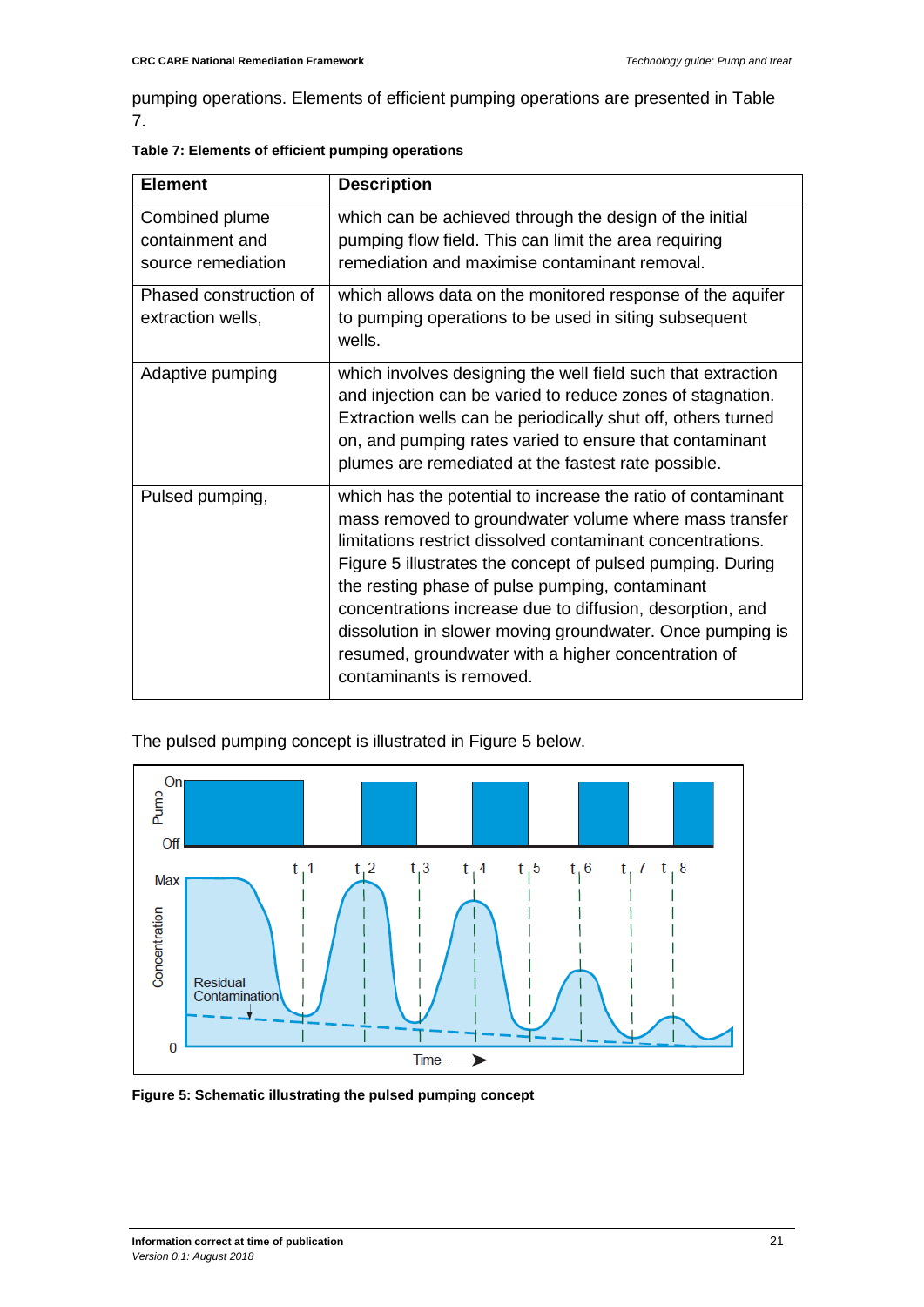pumping operations. Elements of efficient pumping operations are presented in Table 7.

**Table 7: Elements of efficient pumping operations**

| Element | Description |
|---|---|
| Combined plume containment and source remediation | which can be achieved through the design of the initial pumping flow field. This can limit the area requiring remediation and maximise contaminant removal. |
| Phased construction of extraction wells, | which allows data on the monitored response of the aquifer to pumping operations to be used in siting subsequent wells. |
| Adaptive pumping | which involves designing the well field such that extraction and injection can be varied to reduce zones of stagnation. Extraction wells can be periodically shut off, others turned on, and pumping rates varied to ensure that contaminant plumes are remediated at the fastest rate possible. |
| Pulsed pumping, | which has the potential to increase the ratio of contaminant mass removed to groundwater volume where mass transfer limitations restrict dissolved contaminant concentrations. Figure 5 illustrates the concept of pulsed pumping. During the resting phase of pulse pumping, contaminant concentrations increase due to diffusion, desorption, and dissolution in slower moving groundwater. Once pumping is resumed, groundwater with a higher concentration of contaminants is removed. |

The pulsed pumping concept is illustrated in Figure 5 below.

**Figure 5: Schematic illustrating the pulsed pumping concept**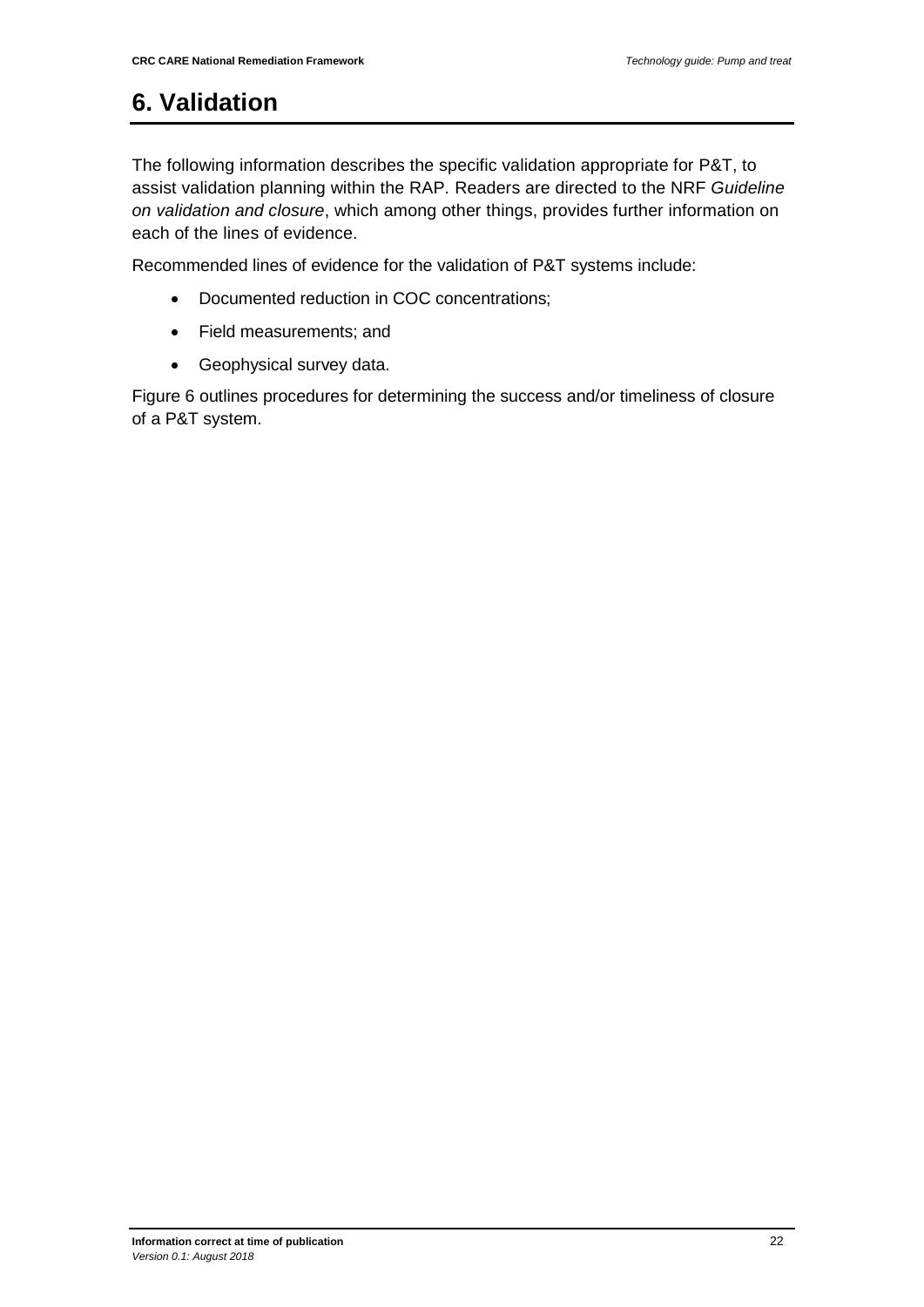# 6. Validation

The following information describes the specific validation appropriate for P&T, to assist validation planning within the RAP. Readers are directed to the NRF *Guideline on validation and closure*, which among other things, provides further information on each of the lines of evidence.

Recommended lines of evidence for the validation of P&T systems include:

- Documented reduction in COC concentrations;
- Field measurements; and
- Geophysical survey data.

Figure 6 outlines procedures for determining the success and/or timeliness of closure of a P&T system.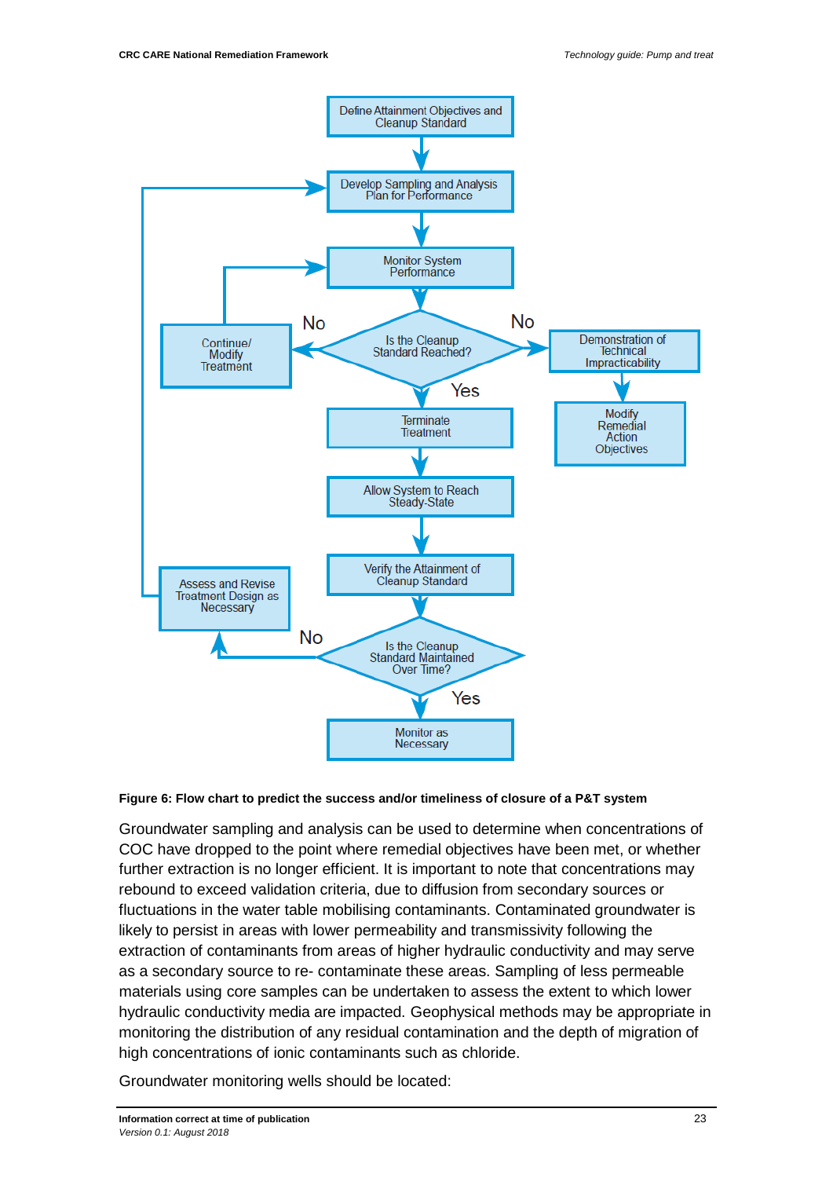Define Attainment Objectives and Cleanup Standard

Develop Sampling and Analysis Plan for Performance

Monitor System Performance

Is the Cleanup Standard Reached?

No → Continue/ Modify Treatment

No → Demonstration of Technical Impracticability → Modify Remedial Action Objectives

Yes → Terminate Treatment

Allow System to Reach Steady-State

Verify the Attainment of Cleanup Standard

Is the Cleanup Standard Maintained Over Time?

No → Assess and Revise Treatment Design as Necessary

Yes → Monitor as Necessary

**Figure 6: Flow chart to predict the success and/or timeliness of closure of a P&T system**

Groundwater sampling and analysis can be used to determine when concentrations of COC have dropped to the point where remedial objectives have been met, or whether further extraction is no longer efficient. It is important to note that concentrations may rebound to exceed validation criteria, due to diffusion from secondary sources or fluctuations in the water table mobilising contaminants. Contaminated groundwater is likely to persist in areas with lower permeability and transmissivity following the extraction of contaminants from areas of higher hydraulic conductivity and may serve as a secondary source to re- contaminate these areas. Sampling of less permeable materials using core samples can be undertaken to assess the extent to which lower hydraulic conductivity media are impacted. Geophysical methods may be appropriate in monitoring the distribution of any residual contamination and the depth of migration of high concentrations of ionic contaminants such as chloride.

Groundwater monitoring wells should be located: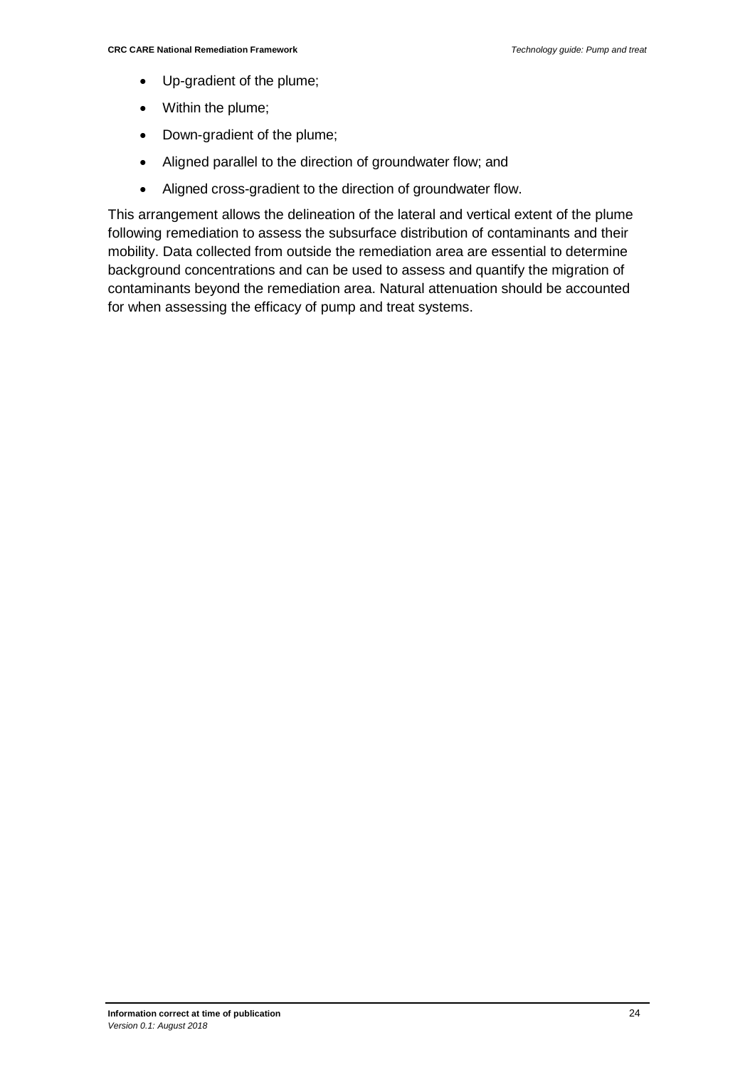- Up-gradient of the plume;
- Within the plume;
- Down-gradient of the plume;
- Aligned parallel to the direction of groundwater flow; and
- Aligned cross-gradient to the direction of groundwater flow.

This arrangement allows the delineation of the lateral and vertical extent of the plume following remediation to assess the subsurface distribution of contaminants and their mobility. Data collected from outside the remediation area are essential to determine background concentrations and can be used to assess and quantify the migration of contaminants beyond the remediation area. Natural attenuation should be accounted for when assessing the efficacy of pump and treat systems.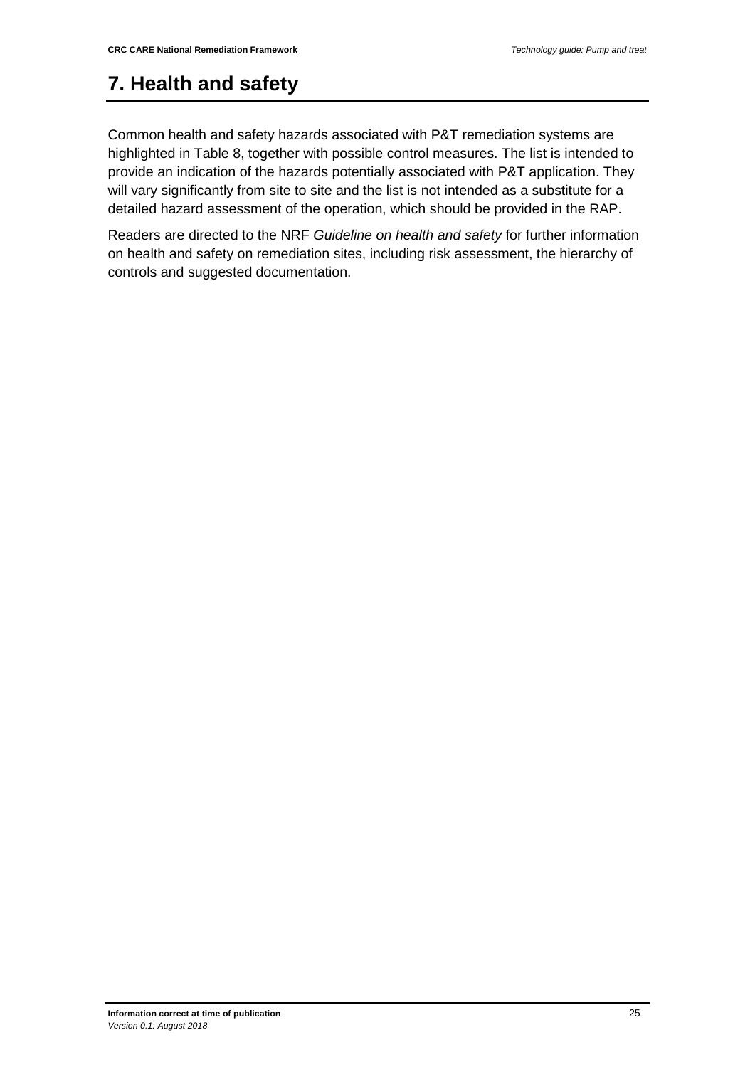# 7. Health and safety

Common health and safety hazards associated with P&T remediation systems are highlighted in Table 8, together with possible control measures. The list is intended to provide an indication of the hazards potentially associated with P&T application. They will vary significantly from site to site and the list is not intended as a substitute for a detailed hazard assessment of the operation, which should be provided in the RAP.

Readers are directed to the NRF *Guideline on health and safety* for further information on health and safety on remediation sites, including risk assessment, the hierarchy of controls and suggested documentation.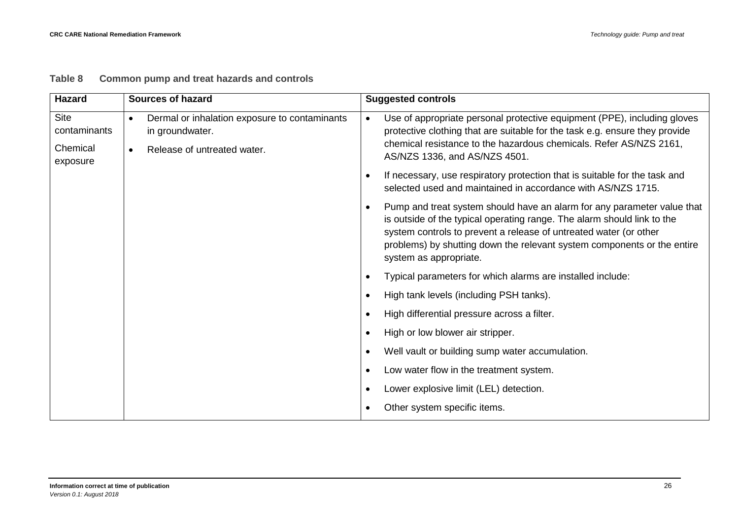**Table 8 Common pump and treat hazards and controls**

| Hazard | Sources of hazard | Suggested controls |
|---|---|---|
| Site contaminants<br><br>Chemical exposure | • Dermal or inhalation exposure to contaminants in groundwater.<br>• Release of untreated water. | • Use of appropriate personal protective equipment (PPE), including gloves protective clothing that are suitable for the task e.g. ensure they provide chemical resistance to the hazardous chemicals. Refer AS/NZS 2161, AS/NZS 1336, and AS/NZS 4501.<br>• If necessary, use respiratory protection that is suitable for the task and selected used and maintained in accordance with AS/NZS 1715.<br>• Pump and treat system should have an alarm for any parameter value that is outside of the typical operating range. The alarm should link to the system controls to prevent a release of untreated water (or other problems) by shutting down the relevant system components or the entire system as appropriate.<br>• Typical parameters for which alarms are installed include:<br>• High tank levels (including PSH tanks).<br>• High differential pressure across a filter.<br>• High or low blower air stripper.<br>• Well vault or building sump water accumulation.<br>• Low water flow in the treatment system.<br>• Lower explosive limit (LEL) detection.<br>• Other system specific items. |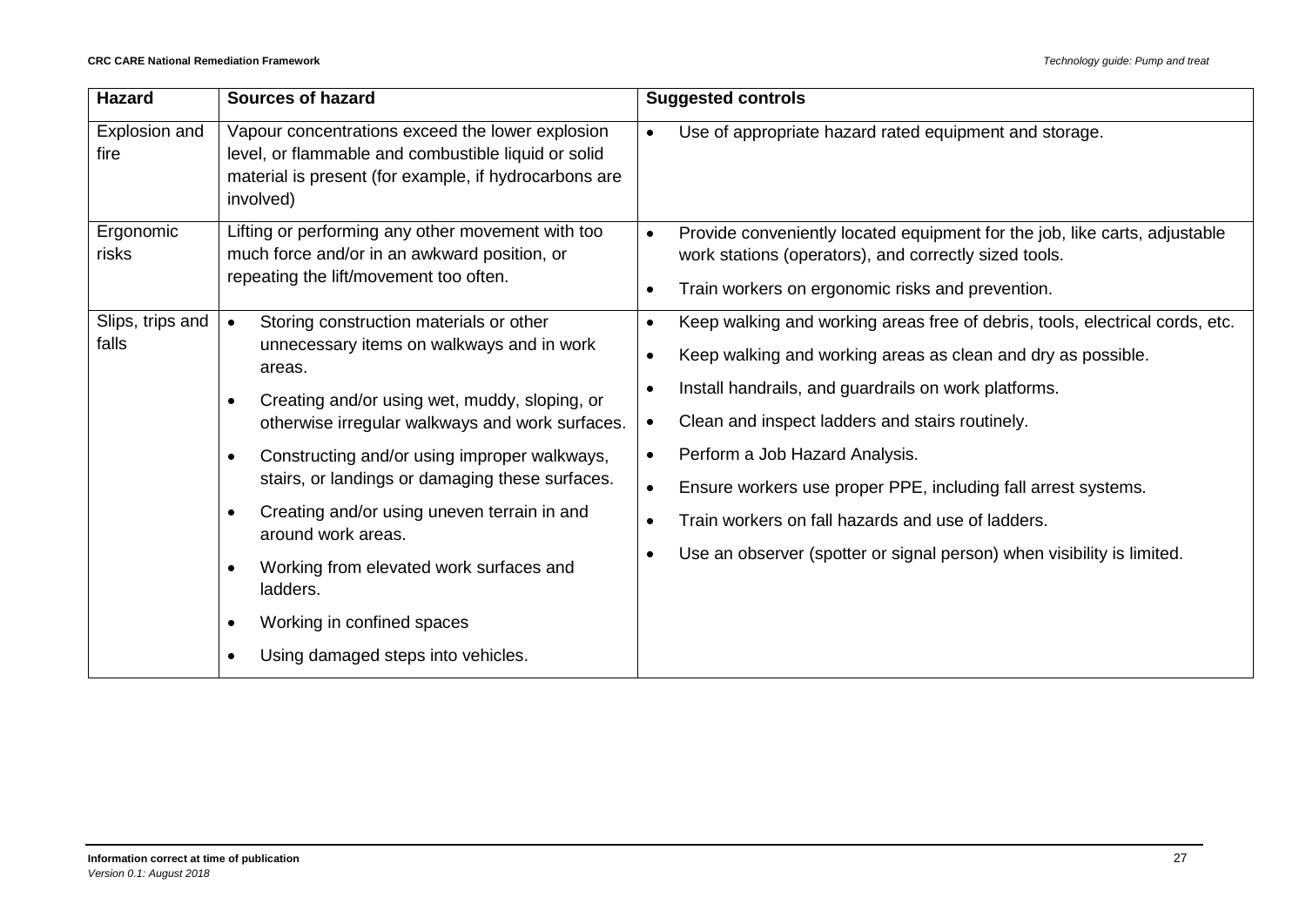| Hazard | Sources of hazard | Suggested controls |
|---|---|---|
| Explosion and fire | Vapour concentrations exceed the lower explosion level, flammable and combustible liquid or solid material is present (for example, if hydrocarbons are involved) | • Use of appropriate hazard rated equipment and storage. |
| Ergonomic risks | Lifting or performing any other movement with too much force and/or in an awkward position, or repeating the lift/movement too often. | • Provide conveniently located equipment for the job, like carts, adjustable work stations (operators), and correctly sized tools.<br>• Train workers on ergonomic risks and prevention. |
| Slips, trips and falls | • Storing construction materials or other unnecessary items on walkways and in work areas.<br>• Creating and/or using wet, muddy, sloping, or otherwise irregular walkways and work surfaces.<br>• Constructing and/or using improper walkways, stairs, or landings or damaging these surfaces.<br>• Creating and/or using uneven terrain in and around work areas.<br>• Working from elevated work surfaces and ladders.<br>• Working in confined spaces<br>• Using damaged steps into vehicles. | • Keep walking and working areas free of debris, tools, electrical cords, etc.<br>• Keep walking and working areas as clean and dry as possible.<br>• Install handrails, and guardrails on work platforms.<br>• Clean and inspect ladders and stairs routinely.<br>• Perform a Job Hazard Analysis.<br>• Ensure workers use proper PPE, including fall arrest systems.<br>• Train workers on fall hazards and use of ladders.<br>• Use an observer (spotter or signal person) when visibility is limited. |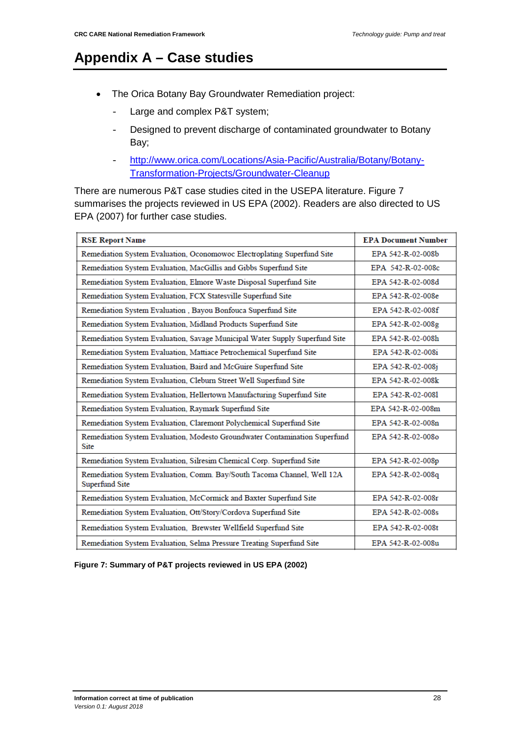# Appendix A – Case studies

- The Orica Botany Bay Groundwater Remediation project:
  - Large and complex P&T system;
  - Designed to prevent discharge of contaminated groundwater to Botany Bay;
  - [http://www.orica.com/Locations/Asia-Pacific/Australia/Botany/Botany-Transformation-Projects/Groundwater-Cleanup](http://www.orica.com/Locations/Asia-Pacific/Australia/Botany/Botany-Transformation-Projects/Groundwater-Cleanup)

There are numerous P&T case studies cited in the USEPA literature. Figure 7 summarises the projects reviewed in US EPA (2002). Readers are also directed to US EPA (2007) for further case studies.

| RSE Report Name | EPA Document Number |
|---|---|
| Remediation System Evaluation, Oconomowoc Electroplating Superfund Site | EPA 542-R-02-008b |
| Remediation System Evaluation, MacGillis and Gibbs Superfund Site | EPA 542-R-02-008c |
| Remediation System Evaluation, Elmore Waste Disposal Superfund Site | EPA 542-R-02-008d |
| Remediation System Evaluation, FCX Statesville Superfund Site | EPA 542-R-02-008e |
| Remediation System Evaluation , Bayou Bonfouca Superfund Site | EPA 542-R-02-008f |
| Remediation System Evaluation, Midland Products Superfund Site | EPA 542-R-02-008g |
| Remediation System Evaluation, Savage Municipal Water Supply Superfund Site | EPA 542-R-02-008h |
| Remediation System Evaluation, Mattiace Petrochemical Superfund Site | EPA 542-R-02-008i |
| Remediation System Evaluation, Baird and McGuire Superfund Site | EPA 542-R-02-008j |
| Remediation System Evaluation, Cleburn Street Well Superfund Site | EPA 542-R-02-008k |
| Remediation System Evaluation, Hellertown Manufacturing Superfund Site | EPA 542-R-02-008l |
| Remediation System Evaluation, Raymark Superfund Site | EPA 542-R-02-008m |
| Remediation System Evaluation, Claremont Polychemical Superfund Site | EPA 542-R-02-008n |
| Remediation System Evaluation, Modesto Groundwater Contamination Superfund Site | EPA 542-R-02-008o |
| Remediation System Evaluation, Silresim Chemical Corp. Superfund Site | EPA 542-R-02-008p |
| Remediation System Evaluation, Comm. Bay/South Tacoma Channel, Well 12A Superfund Site | EPA 542-R-02-008q |
| Remediation System Evaluation, McCormick and Baxter Superfund Site | EPA 542-R-02-008r |
| Remediation System Evaluation, Ott/Story/Cordova Superfund Site | EPA 542-R-02-008s |
| Remediation System Evaluation, Brewster Wellfield Superfund Site | EPA 542-R-02-008t |
| Remediation System Evaluation, Selma Pressure Treating Superfund Site | EPA 542-R-02-008u |

**Figure 7: Summary of P&T projects reviewed in US EPA (2002)**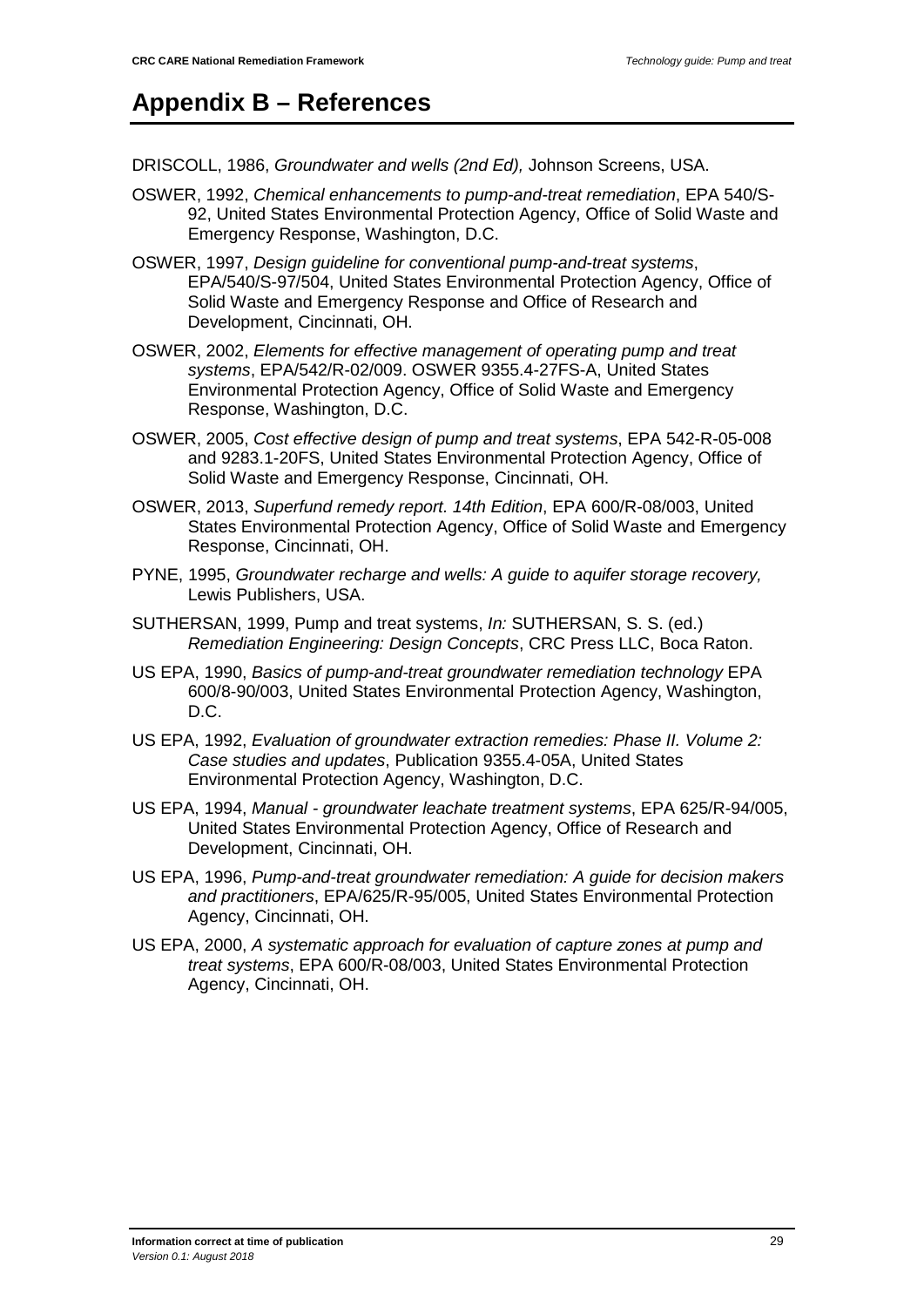# Appendix B – References

DRISCOLL, 1986, *Groundwater and wells (2nd Ed),* Johnson Screens, USA.

OSWER, 1992, *Chemical enhancements to pump-and-treat remediation*, EPA 540/S-92, United States Environmental Protection Agency, Office of Solid Waste and Emergency Response, Washington, D.C.

OSWER, 1997, *Design guideline for conventional pump-and-treat systems*, EPA/540/S-97/504, United States Environmental Protection Agency, Office of Solid Waste and Emergency Response and Office of Research and Development, Cincinnati, OH.

OSWER, 2002, *Elements for effective management of operating pump and treat systems*, EPA/542/R-02/009. OSWER 9355.4-27FS-A, United States Environmental Protection Agency, Office of Solid Waste and Emergency Response, Washington, D.C.

OSWER, 2005, *Cost effective design of pump and treat systems*, EPA 542-R-05-008 and 9283.1-20FS, United States Environmental Protection Agency, Office of Solid Waste and Emergency Response, Cincinnati, OH.

OSWER, 2013, *Superfund remedy report. 14th Edition*, EPA 600/R-08/003, United States Environmental Protection Agency, Office of Solid Waste and Emergency Response, Cincinnati, OH.

PYNE, 1995, *Groundwater recharge and wells: A guide to aquifer storage recovery,* Lewis Publishers, USA.

SUTHERSAN, 1999, Pump and treat systems, *In:* SUTHERSAN, S. S. (ed.) *Remediation Engineering: Design Concepts*, CRC Press LLC, Boca Raton.

US EPA, 1990, *Basics of pump-and-treat groundwater remediation technology* EPA 600/8-90/003, United States Environmental Protection Agency, Washington, D.C.

US EPA, 1992, *Evaluation of groundwater extraction remedies: Phase II. Volume 2: Case studies and updates*, Publication 9355.4-05A, United States Environmental Protection Agency, Washington, D.C.

US EPA, 1994, *Manual - groundwater leachate treatment systems*, EPA 625/R-94/005, United States Environmental Protection Agency, Office of Research and Development, Cincinnati, OH.

US EPA, 1996, *Pump-and-treat groundwater remediation: A guide for decision makers and practitioners*, EPA/625/R-95/005, United States Environmental Protection Agency, Cincinnati, OH.

US EPA, 2000, *A systematic approach for evaluation of capture zones at pump and treat systems*, EPA 600/R-08/003, United States Environmental Protection Agency, Cincinnati, OH.